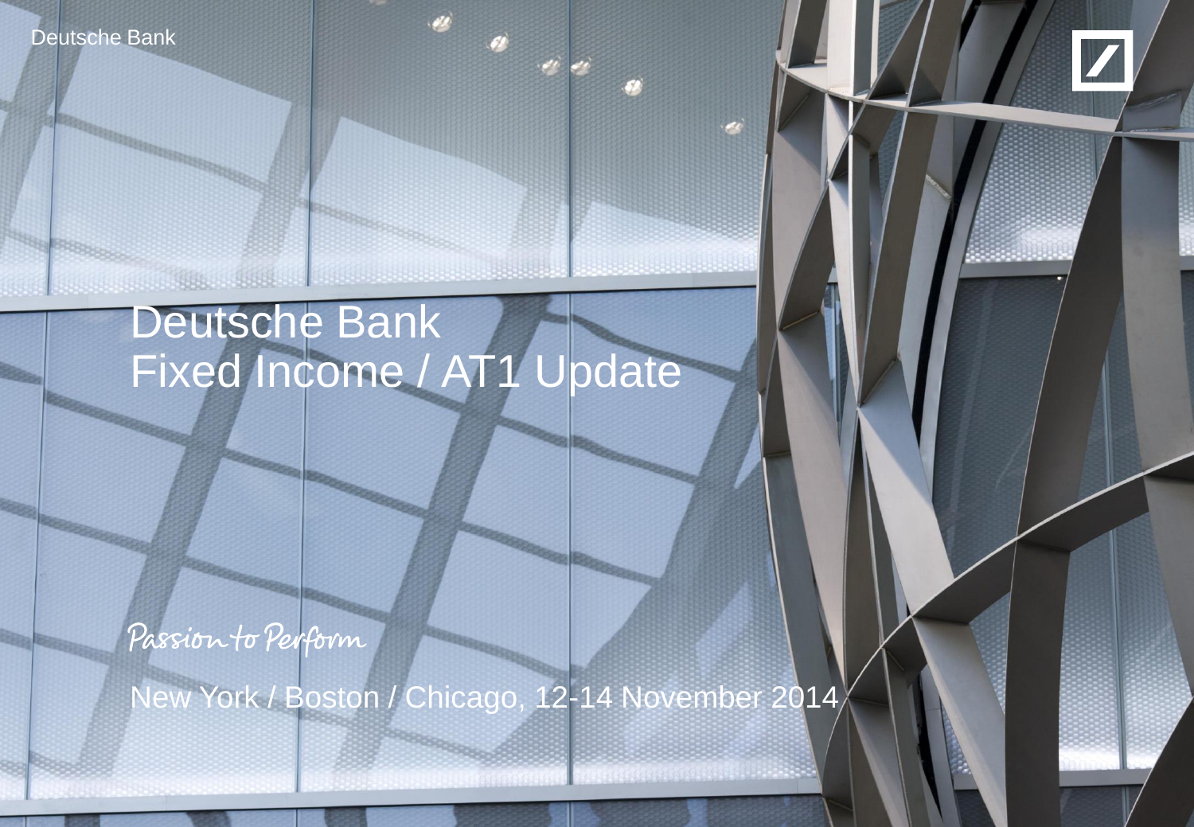# Deutsche Bank
# Fixed Income / AT1 Update

Passion to Perform

New York / Boston / Chicago, 12-14 November 2014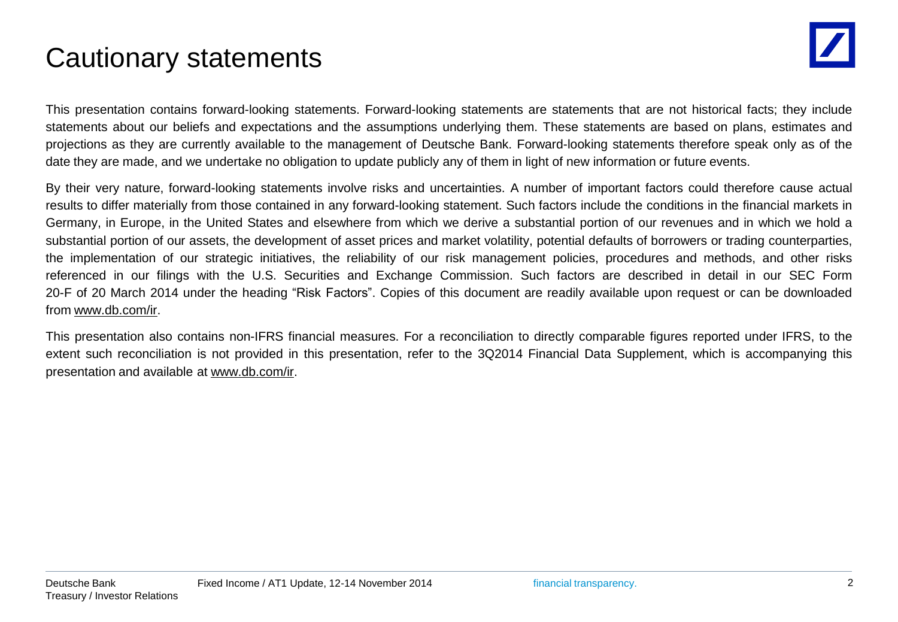# Cautionary statements

This presentation contains forward-looking statements. Forward-looking statements are statements that are not historical facts; they include statements about our beliefs and expectations and the assumptions underlying them. These statements are based on plans, estimates and projections as they are currently available to the management of Deutsche Bank. Forward-looking statements therefore speak only as of the date they are made, and we undertake no obligation to update publicly any of them in light of new information or future events.

By their very nature, forward-looking statements involve risks and uncertainties. A number of important factors could therefore cause actual results to differ materially from those contained in any forward-looking statement. Such factors include the conditions in the financial markets in Germany, in Europe, in the United States and elsewhere from which we derive a substantial portion of our revenues and in which we hold a substantial portion of our assets, the development of asset prices and market volatility, potential defaults of borrowers or trading counterparties, the implementation of our strategic initiatives, the reliability of our risk management policies, procedures and methods, and other risks referenced in our filings with the U.S. Securities and Exchange Commission. Such factors are described in detail in our SEC Form 20-F of 20 March 2014 under the heading "Risk Factors". Copies of this document are readily available upon request or can be downloaded from www.db.com/ir.

This presentation also contains non-IFRS financial measures. For a reconciliation to directly comparable figures reported under IFRS, to the extent such reconciliation is not provided in this presentation, refer to the 3Q2014 Financial Data Supplement, which is accompanying this presentation and available at www.db.com/ir.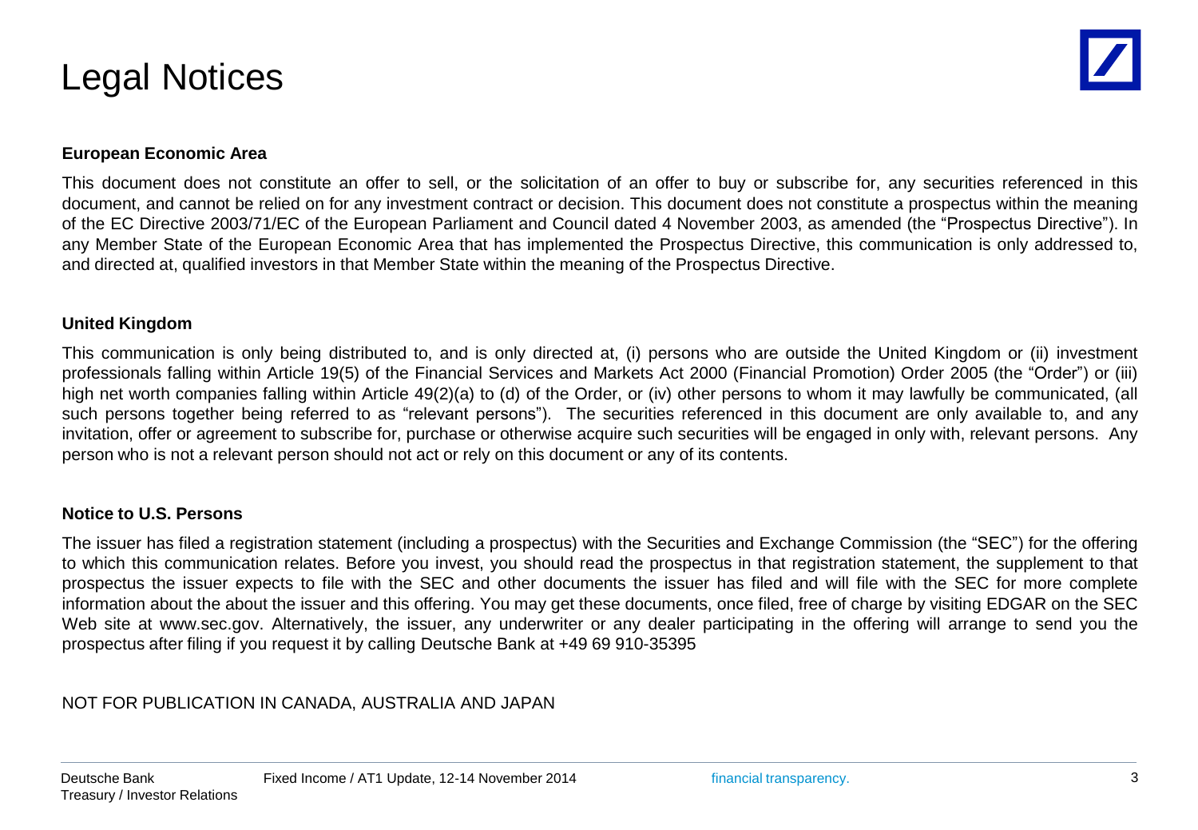# Legal Notices

**European Economic Area**

This document does not constitute an offer to sell, or the solicitation of an offer to buy or subscribe for, any securities referenced in this document, and cannot be relied on for any investment contract or decision. This document does not constitute a prospectus within the meaning of the EC Directive 2003/71/EC of the European Parliament and Council dated 4 November 2003, as amended (the "Prospectus Directive"). In any Member State of the European Economic Area that has implemented the Prospectus Directive, this communication is only addressed to, and directed at, qualified investors in that Member State within the meaning of the Prospectus Directive.

**United Kingdom**

This communication is only being distributed to, and is only directed at, (i) persons who are outside the United Kingdom or (ii) investment professionals falling within Article 19(5) of the Financial Services and Markets Act 2000 (Financial Promotion) Order 2005 (the "Order") or (iii) high net worth companies falling within Article 49(2)(a) to (d) of the Order, or (iv) other persons to whom it may lawfully be communicated, (all such persons together being referred to as "relevant persons"). The securities referenced in this document are only available to, and any invitation, offer or agreement to subscribe for, purchase or otherwise acquire such securities will be engaged in only with, relevant persons. Any person who is not a relevant person should not act or rely on this document or any of its contents.

**Notice to U.S. Persons**

The issuer has filed a registration statement (including a prospectus) with the Securities and Exchange Commission (the "SEC") for the offering to which this communication relates. Before you invest, you should read the prospectus in that registration statement, the supplement to that prospectus the issuer expects to file with the SEC and other documents the issuer has filed and will file with the SEC for more complete information about the about the issuer and this offering. You may get these documents, once filed, free of charge by visiting EDGAR on the SEC Web site at www.sec.gov. Alternatively, the issuer, any underwriter or any dealer participating in the offering will arrange to send you the prospectus after filing if you request it by calling Deutsche Bank at +49 69 910-35395

NOT FOR PUBLICATION IN CANADA, AUSTRALIA AND JAPAN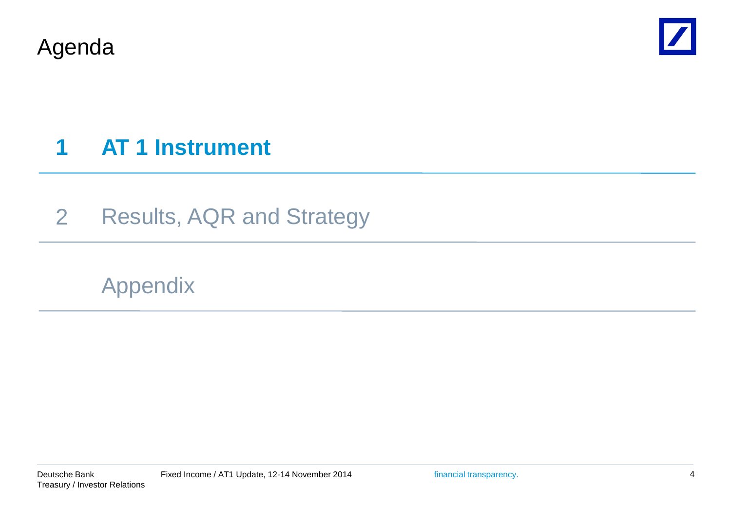# Agenda

1. **AT 1 Instrument**
2. Results, AQR and Strategy

Appendix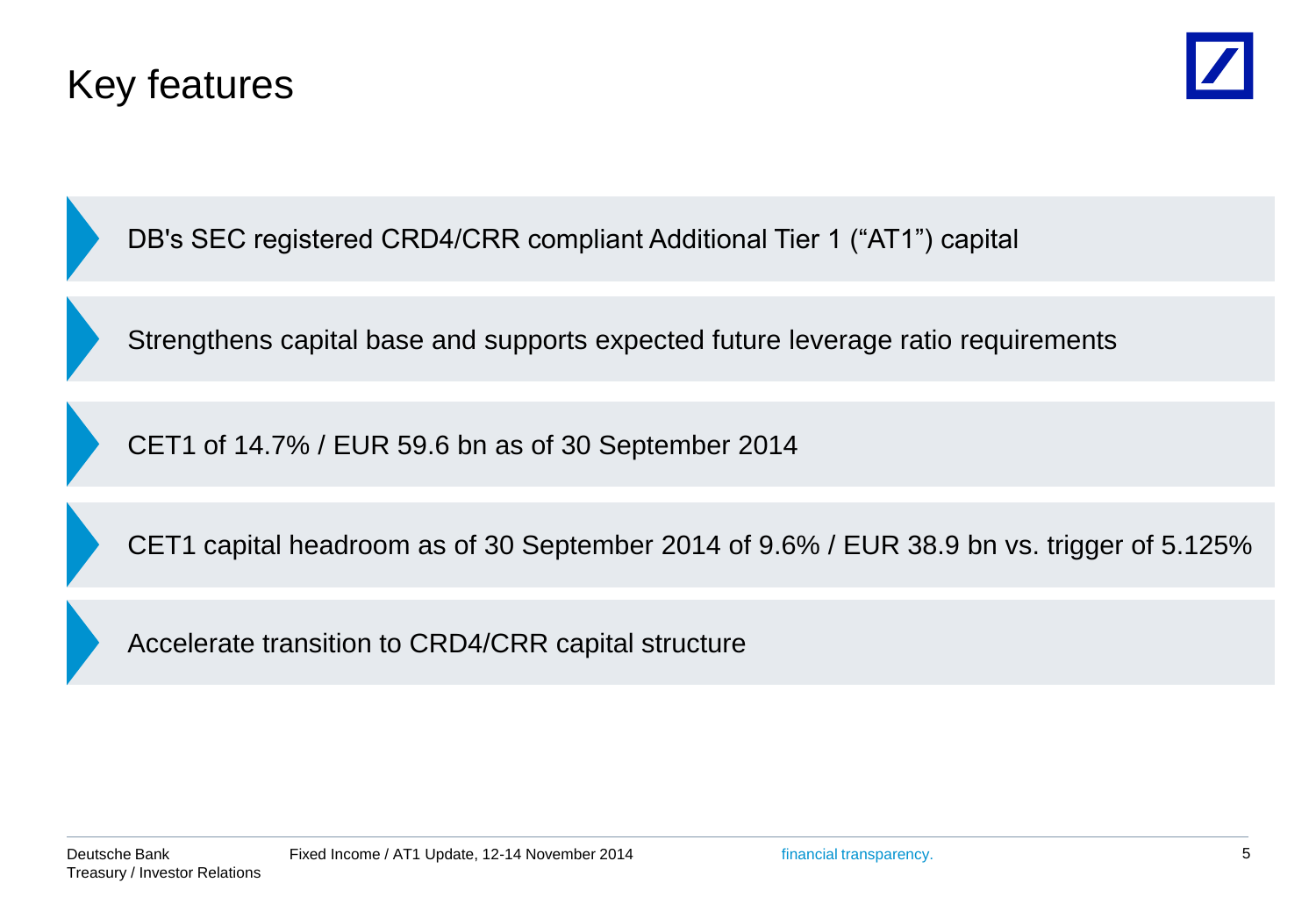# Key features

- DB's SEC registered CRD4/CRR compliant Additional Tier 1 ("AT1") capital
- Strengthens capital base and supports expected future leverage ratio requirements
- CET1 of 14.7% / EUR 59.6 bn as of 30 September 2014
- CET1 capital headroom as of 30 September 2014 of 9.6% / EUR 38.9 bn vs. trigger of 5.125%
- Accelerate transition to CRD4/CRR capital structure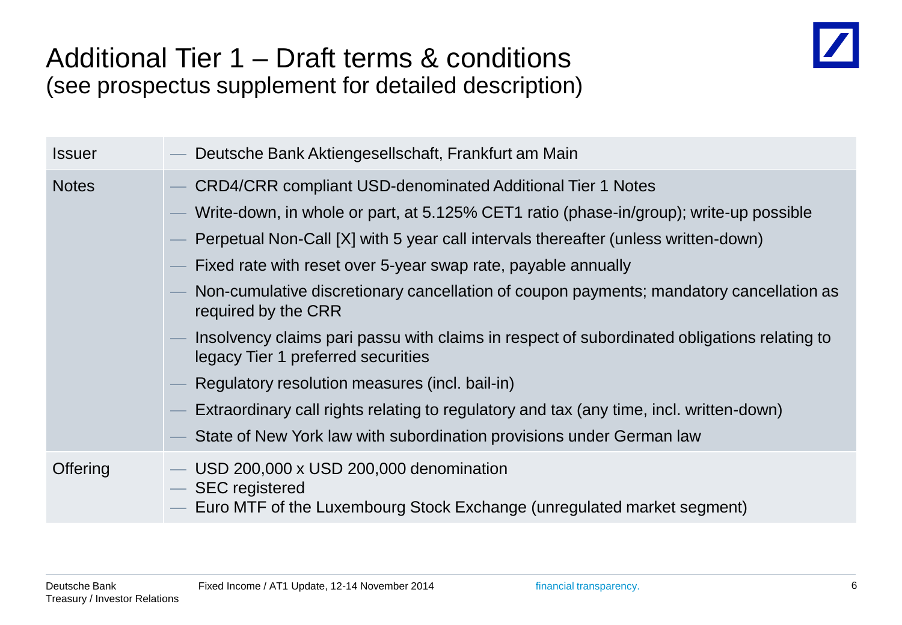# Additional Tier 1 – Draft terms & conditions
## (see prospectus supplement for detailed description)

| | |
|---|---|
| Issuer | — Deutsche Bank Aktiengesellschaft, Frankfurt am Main |
| Notes | — CRD4/CRR compliant USD-denominated Additional Tier 1 Notes<br>— Write-down, in whole or part, at 5.125% CET1 ratio (phase-in/group); write-up possible<br>— Perpetual Non-Call [X] with 5 year call intervals thereafter (unless written-down)<br>— Fixed rate with reset over 5-year swap rate, payable annually<br>— Non-cumulative discretionary cancellation of coupon payments; mandatory cancellation as required by the CRR<br>— Insolvency claims pari passu with claims in respect of subordinated obligations relating to legacy Tier 1 preferred securities<br>— Regulatory resolution measures (incl. bail-in)<br>— Extraordinary call rights relating to regulatory and tax (any time, incl. written-down)<br>— State of New York law with subordination provisions under German law |
| Offering | — USD 200,000 x USD 200,000 denomination<br>— SEC registered<br>— Euro MTF of the Luxembourg Stock Exchange (unregulated market segment) |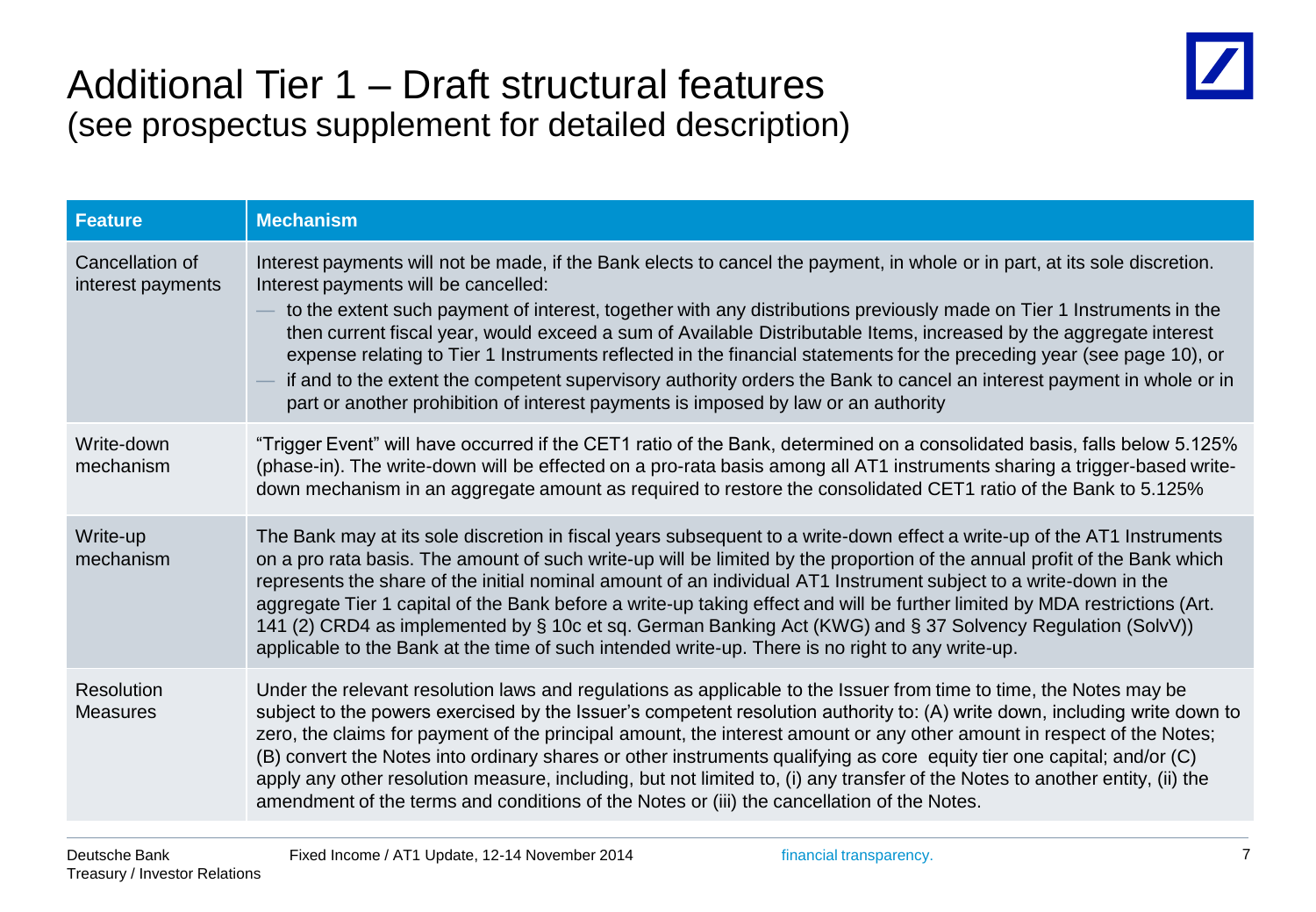# Additional Tier 1 – Draft structural features
## (see prospectus supplement for detailed description)

| Feature | Mechanism |
|---|---|
| Cancellation of interest payments | Interest payments will not be made, if the Bank elects to cancel the payment, in whole or in part, at its sole discretion. Interest payments will be cancelled:<br>— to the extent such payment of interest, together with any distributions previously made on Tier 1 Instruments in the then current fiscal year, would exceed a sum of Available Distributable Items, increased by the aggregate interest expense relating to Tier 1 Instruments reflected in the financial statements for the preceding year (see page 10), or<br>— if and to the extent the competent supervisory authority orders the Bank to cancel an interest payment in whole or in part or another prohibition of interest payments is imposed by law or an authority |
| Write-down mechanism | "Trigger Event" will have occurred if the CET1 ratio of the Bank, determined on a consolidated basis, falls below 5.125% (phase-in). The write-down will be effected on a pro-rata basis among all AT1 instruments sharing a trigger-based write-down mechanism in an aggregate amount as required to restore the consolidated CET1 ratio of the Bank to 5.125% |
| Write-up mechanism | The Bank may at its sole discretion in fiscal years subsequent to a write-down effect a write-up of the AT1 Instruments on a pro rata basis. The amount of such write-up will be limited by the proportion of the annual profit of the Bank which represents the share of the initial nominal amount of an individual AT1 Instrument subject to a write-down in the aggregate Tier 1 capital of the Bank before a write-up taking effect and will be further limited by MDA restrictions (Art. 141 (2) CRD4 as implemented by § 10c et sq. German Banking Act (KWG) and § 37 Solvency Regulation (SolvV)) applicable to the Bank at the time of such intended write-up. There is no right to any write-up. |
| Resolution Measures | Under the relevant resolution laws and regulations as applicable to the Issuer from time to time, the Notes may be subject to the powers exercised by the Issuer's competent resolution authority to: (A) write down, including write down to zero, the claims for payment of the principal amount, the interest amount or any other amount in respect of the Notes; (B) convert the Notes into ordinary shares or other instruments qualifying as core equity tier one capital; and/or (C) apply any other resolution measure, including, but not limited to, (i) any transfer of the Notes to another entity, (ii) the amendment of the terms and conditions of the Notes or (iii) the cancellation of the Notes. |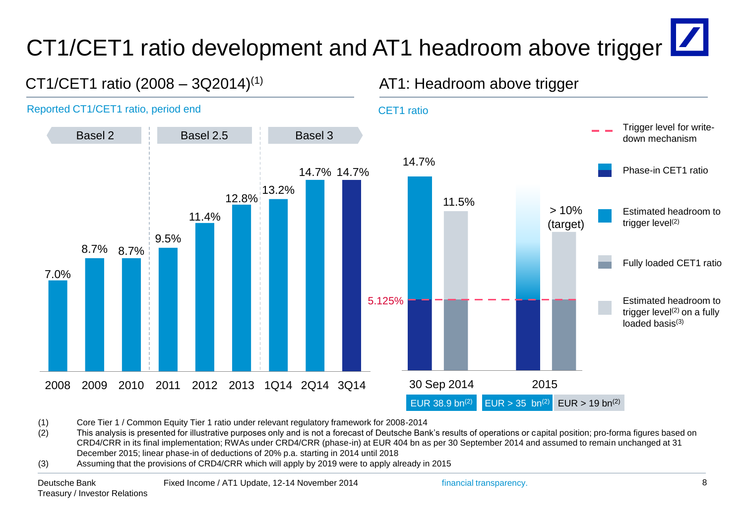# CT1/CET1 ratio development and AT1 headroom above trigger

## CT1/CET1 ratio (2008 – 3Q2014)[1]

Reported CT1/CET1 ratio, period end

| Framework | Period | CT1/CET1 ratio |
|---|---|---|
| Basel 2 | 2008 | 7.0% |
| Basel 2 | 2009 | 8.7% |
| Basel 2 | 2010 | 8.7% |
| Basel 2.5 | 2011 | 9.5% |
| Basel 2.5 | 2012 | 11.4% |
| Basel 2.5 | 2013 | 12.8% |
| Basel 3 | 1Q14 | 13.2% |
| Basel 3 | 2Q14 | 14.7% |
| Basel 3 | 3Q14 | 14.7% |

## AT1: Headroom above trigger

CET1 ratio

| | 30 Sep 2014 | | 2015 | |
|---|---|---|---|---|
| | Phase-in CET1 ratio | Fully loaded CET1 ratio | Phase-in CET1 ratio | Fully loaded CET1 ratio |
| CET1 ratio | 14.7% | 11.5% | | > 10% (target) |
| Trigger level for write-down mechanism | 5.125% | 5.125% | 5.125% | 5.125% |
| Estimated headroom to trigger level[2] | EUR 38.9 bn[2] | | EUR > 35 bn[2] | EUR > 19 bn[2] |

Legend:
- Trigger level for write-down mechanism
- Phase-in CET1 ratio
- Estimated headroom to trigger level[2]
- Fully loaded CET1 ratio
- Estimated headroom to trigger level[2] on a fully loaded basis[3]

(1) Core Tier 1 / Common Equity Tier 1 ratio under relevant regulatory framework for 2008-2014

(2) This analysis is presented for illustrative purposes only and is not a forecast of Deutsche Bank's results of operations or capital position; pro-forma figures based on CRD4/CRR in its final implementation; RWAs under CRD4/CRR (phase-in) at EUR 404 bn as per 30 September 2014 and assumed to remain unchanged at 31 December 2015; linear phase-in of deductions of 20% p.a. starting in 2014 until 2018

(3) Assuming that the provisions of CRD4/CRR which will apply by 2019 were to apply already in 2015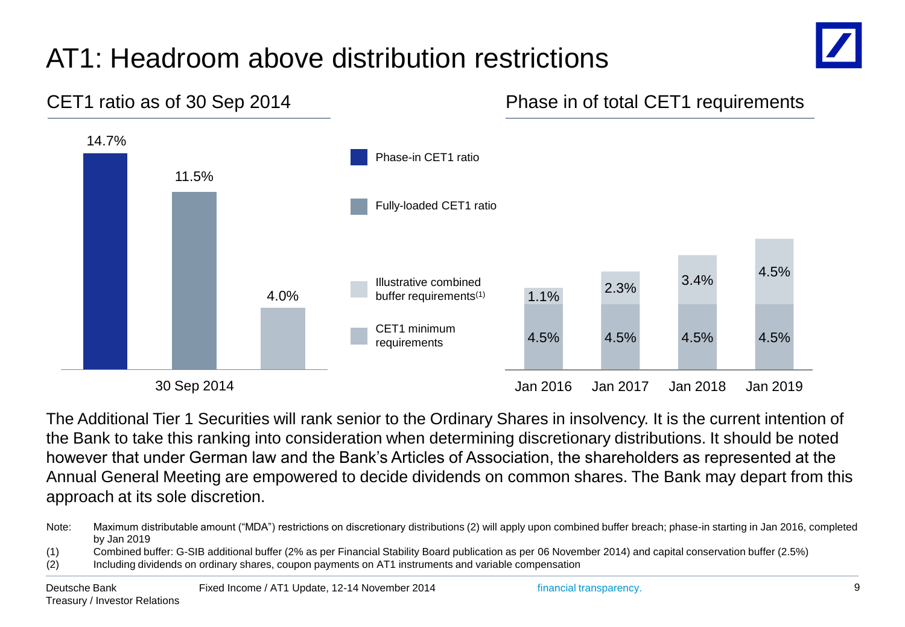# AT1: Headroom above distribution restrictions

## CET1 ratio as of 30 Sep 2014

| 30 Sep 2014 | Value |
| --- | --- |
| Phase-in CET1 ratio | 14.7% |
| Fully-loaded CET1 ratio | 11.5% |
| CET1 minimum requirements | 4.0% |

## Phase in of total CET1 requirements

| | Jan 2016 | Jan 2017 | Jan 2018 | Jan 2019 |
| --- | --- | --- | --- | --- |
| Illustrative combined buffer requirements(1) | 1.1% | 2.3% | 3.4% | 4.5% |
| CET1 minimum requirements | 4.5% | 4.5% | 4.5% | 4.5% |

The Additional Tier 1 Securities will rank senior to the Ordinary Shares in insolvency. It is the current intention of the Bank to take this ranking into consideration when determining discretionary distributions. It should be noted however that under German law and the Bank's Articles of Association, the shareholders as represented at the Annual General Meeting are empowered to decide dividends on common shares. The Bank may depart from this approach at its sole discretion.

Note: Maximum distributable amount ("MDA") restrictions on discretionary distributions (2) will apply upon combined buffer breach; phase-in starting in Jan 2016, completed by Jan 2019

(1) Combined buffer: G-SIB additional buffer (2% as per Financial Stability Board publication as per 06 November 2014) and capital conservation buffer (2.5%)

(2) Including dividends on ordinary shares, coupon payments on AT1 instruments and variable compensation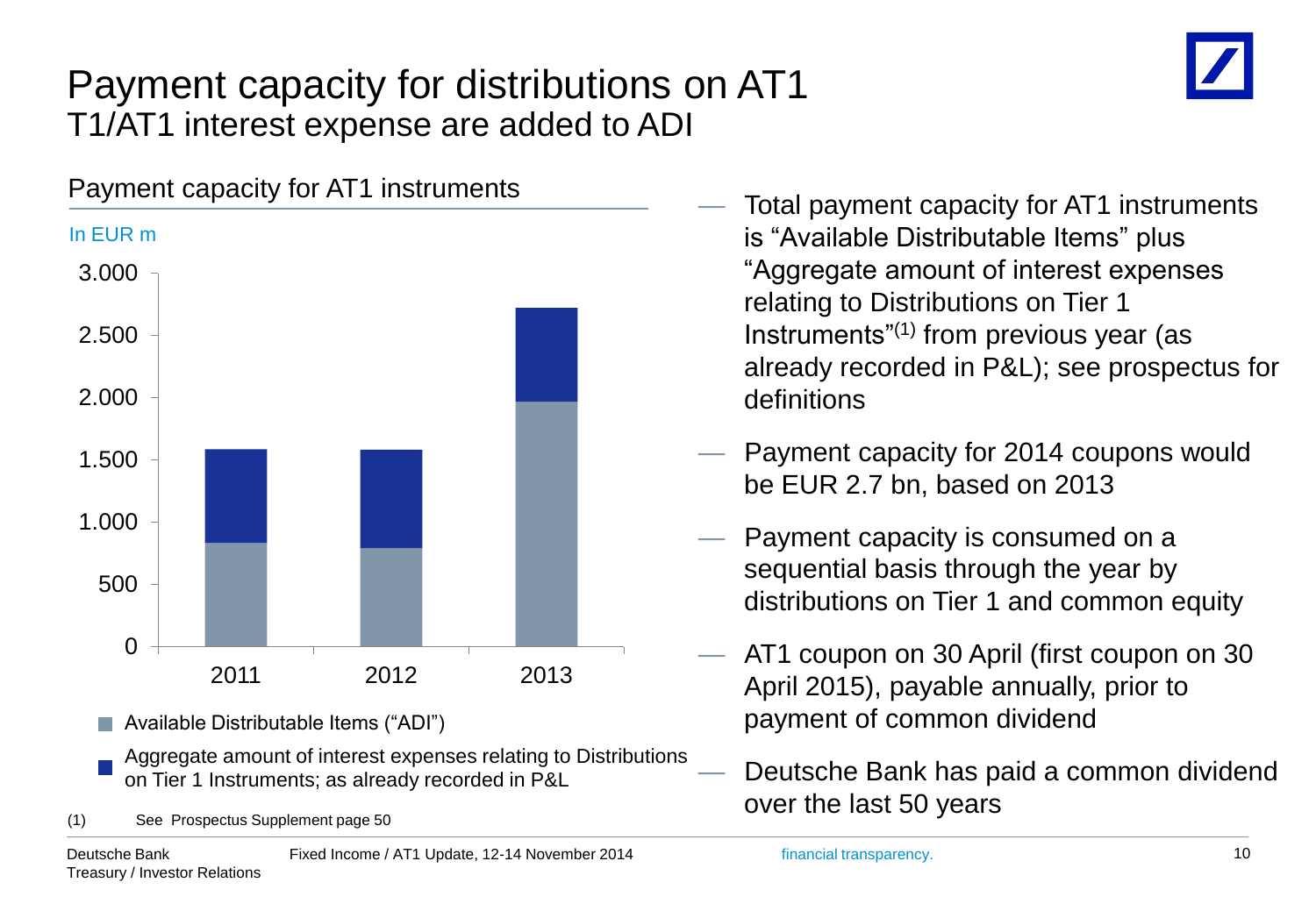# Payment capacity for distributions on AT1

## T1/AT1 interest expense are added to ADI

### Payment capacity for AT1 instruments

In EUR m

| | 2011 | 2012 | 2013 |
|---|---|---|---|
| Available Distributable Items ("ADI") | ~830 | ~790 | ~1.970 |
| Aggregate amount of interest expenses relating to Distributions on Tier 1 Instruments; as already recorded in P&L | ~750 | ~790 | ~750 |

(1) See Prospectus Supplement page 50

- Total payment capacity for AT1 instruments is "Available Distributable Items" plus "Aggregate amount of interest expenses relating to Distributions on Tier 1 Instruments"(1) from previous year (as already recorded in P&L); see prospectus for definitions
- Payment capacity for 2014 coupons would be EUR 2.7 bn, based on 2013
- Payment capacity is consumed on a sequential basis through the year by distributions on Tier 1 and common equity
- AT1 coupon on 30 April (first coupon on 30 April 2015), payable annually, prior to payment of common dividend
- Deutsche Bank has paid a common dividend over the last 50 years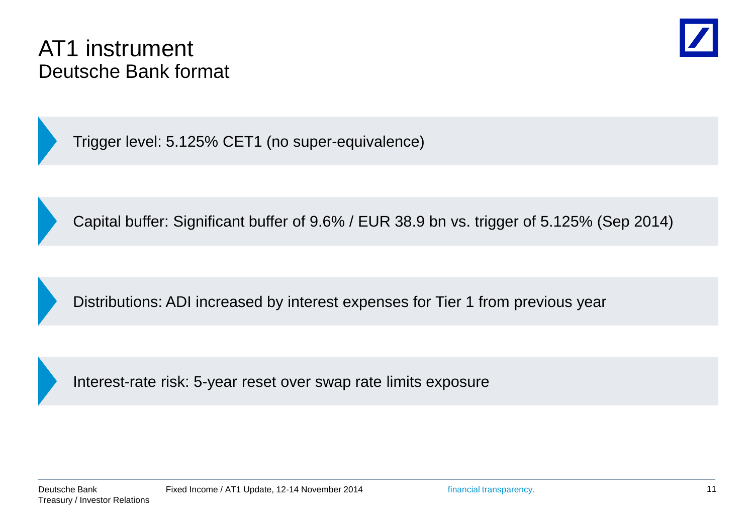# AT1 instrument

## Deutsche Bank format

- Trigger level: 5.125% CET1 (no super-equivalence)
- Capital buffer: Significant buffer of 9.6% / EUR 38.9 bn vs. trigger of 5.125% (Sep 2014)
- Distributions: ADI increased by interest expenses for Tier 1 from previous year
- Interest-rate risk: 5-year reset over swap rate limits exposure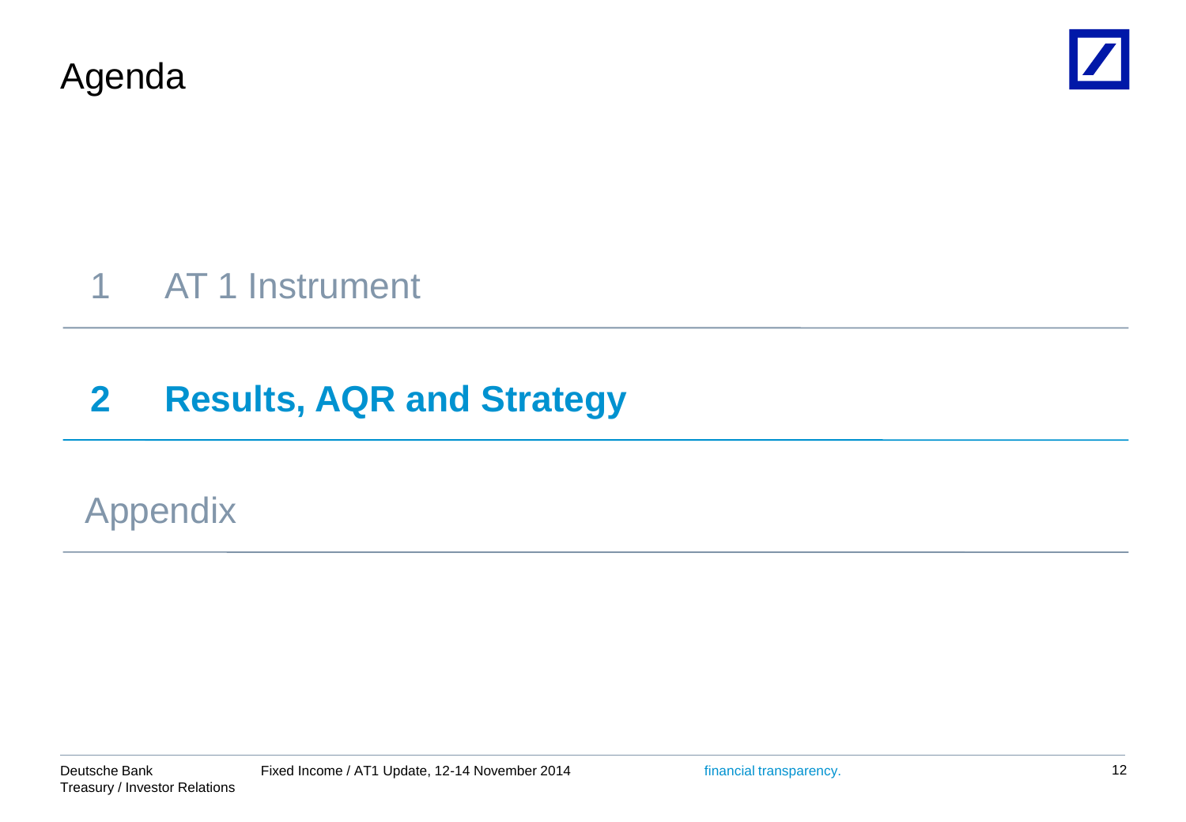# Agenda

1 AT 1 Instrument

**2 Results, AQR and Strategy**

Appendix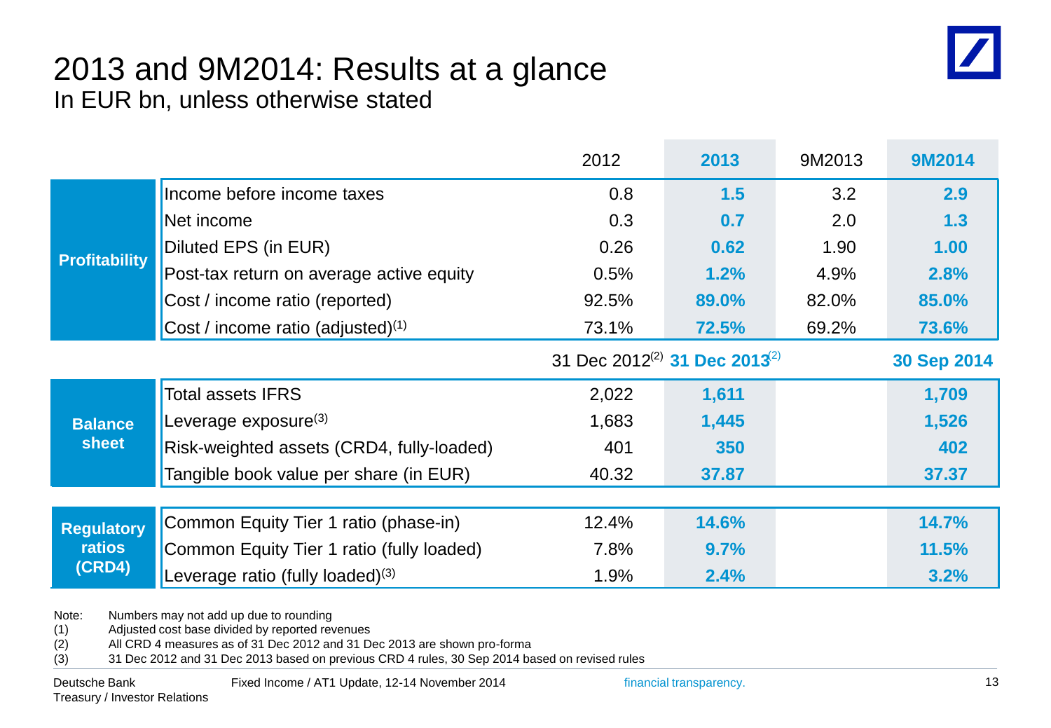# 2013 and 9M2014: Results at a glance

In EUR bn, unless otherwise stated

| | | 2012 | 2013 | 9M2013 | 9M2014 |
|---|---|---|---|---|---|
| **Profitability** | Income before income taxes | 0.8 | **1.5** | 3.2 | **2.9** |
| | Net income | 0.3 | **0.7** | 2.0 | **1.3** |
| | Diluted EPS (in EUR) | 0.26 | **0.62** | 1.90 | **1.00** |
| | Post-tax return on average active equity | 0.5% | **1.2%** | 4.9% | **2.8%** |
| | Cost / income ratio (reported) | 92.5% | **89.0%** | 82.0% | **85.0%** |
| | Cost / income ratio (adjusted)(1) | 73.1% | **72.5%** | 69.2% | **73.6%** |
| | | 31 Dec 2012(2) | **31 Dec 2013**(2) | | **30 Sep 2014** |
| **Balance sheet** | Total assets IFRS | 2,022 | **1,611** | | **1,709** |
| | Leverage exposure(3) | 1,683 | **1,445** | | **1,526** |
| | Risk-weighted assets (CRD4, fully-loaded) | 401 | **350** | | **402** |
| | Tangible book value per share (in EUR) | 40.32 | **37.87** | | **37.37** |
| **Regulatory ratios (CRD4)** | Common Equity Tier 1 ratio (phase-in) | 12.4% | **14.6%** | | **14.7%** |
| | Common Equity Tier 1 ratio (fully loaded) | 7.8% | **9.7%** | | **11.5%** |
| | Leverage ratio (fully loaded)(3) | 1.9% | **2.4%** | | **3.2%** |

Note: Numbers may not add up due to rounding
(1) Adjusted cost base divided by reported revenues
(2) All CRD 4 measures as of 31 Dec 2012 and 31 Dec 2013 are shown pro-forma
(3) 31 Dec 2012 and 31 Dec 2013 based on previous CRD 4 rules, 30 Sep 2014 based on revised rules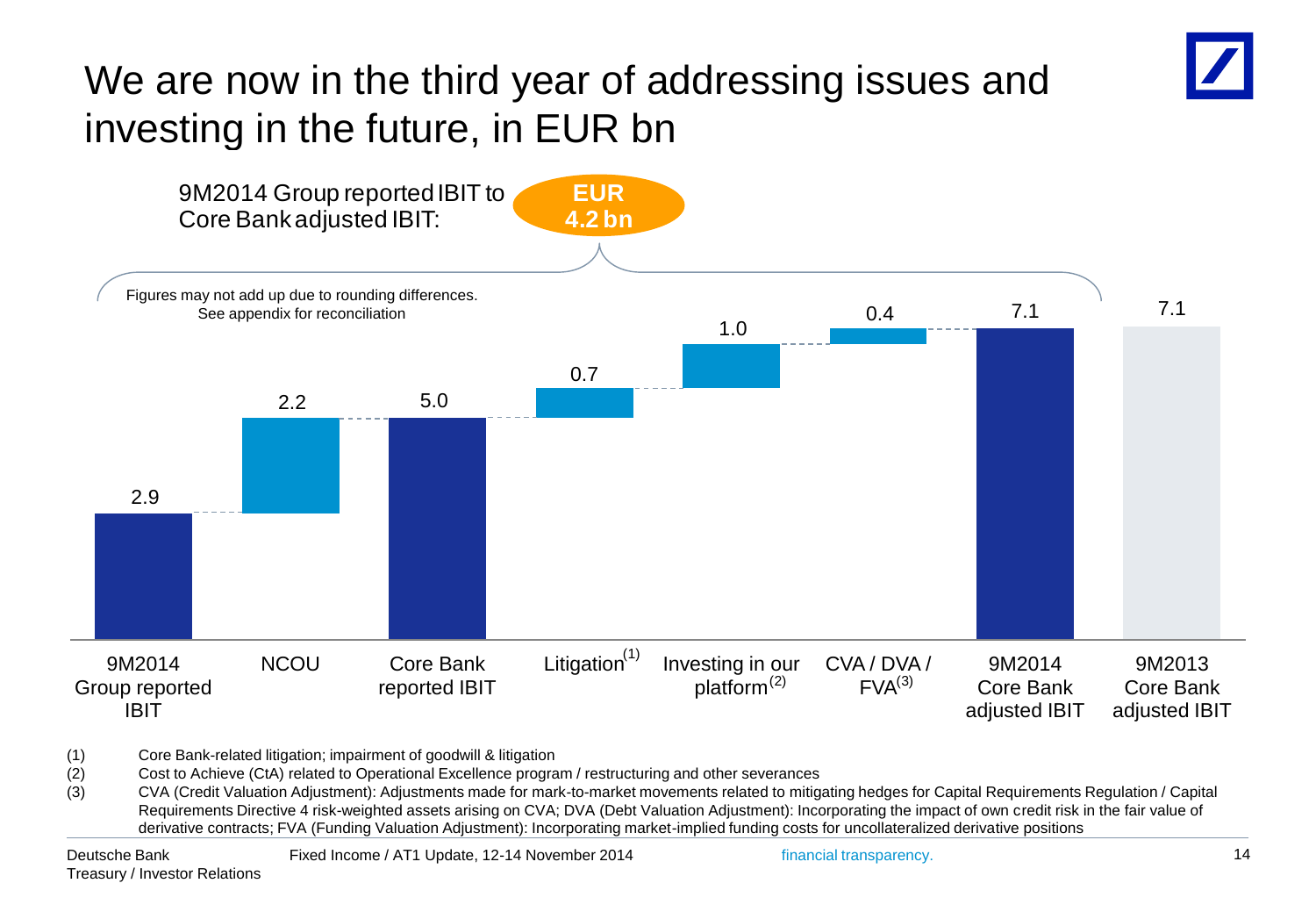# We are now in the third year of addressing issues and investing in the future, in EUR bn

9M2014 Group reported IBIT to Core Bank adjusted IBIT: **EUR 4.2 bn**

Figures may not add up due to rounding differences.
See appendix for reconciliation

| Item | Value |
|---|---|
| 9M2014 Group reported IBIT | 2.9 |
| NCOU | 2.2 |
| Core Bank reported IBIT | 5.0 |
| Litigation[1] | 0.7 |
| Investing in our platform[2] | 1.0 |
| CVA / DVA / FVA[3] | 0.4 |
| 9M2014 Core Bank adjusted IBIT | 7.1 |
| 9M2013 Core Bank adjusted IBIT | 7.1 |

(1) Core Bank-related litigation; impairment of goodwill & litigation
(2) Cost to Achieve (CtA) related to Operational Excellence program / restructuring and other severances
(3) CVA (Credit Valuation Adjustment): Adjustments made for mark-to-market movements related to mitigating hedges for Capital Requirements Regulation / Capital Requirements Directive 4 risk-weighted assets arising on CVA; DVA (Debt Valuation Adjustment): Incorporating the impact of own credit risk in the fair value of derivative contracts; FVA (Funding Valuation Adjustment): Incorporating market-implied funding costs for uncollateralized derivative positions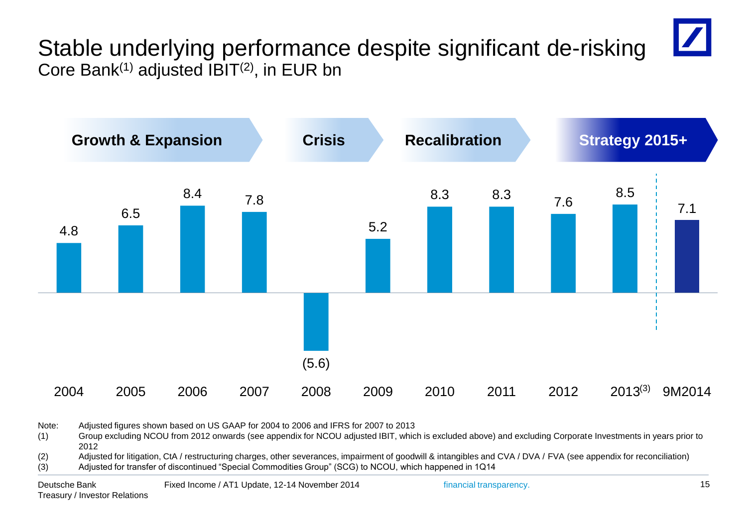# Stable underlying performance despite significant de-risking

## Core Bank[1] adjusted IBIT[2], in EUR bn

| Phase | Growth & Expansion | | | | Crisis | Recalibration | | | | Strategy 2015+ | |
|---|---|---|---|---|---|---|---|---|---|---|---|
| Year | 2004 | 2005 | 2006 | 2007 | 2008 | 2009 | 2010 | 2011 | 2012 | 2013[3] | 9M2014 |
| Adjusted IBIT | 4.8 | 6.5 | 8.4 | 7.8 | (5.6) | 5.2 | 8.3 | 8.3 | 7.6 | 8.5 | 7.1 |

Note: Adjusted figures shown based on US GAAP for 2004 to 2006 and IFRS for 2007 to 2013

(1) Group excluding NCOU from 2012 onwards (see appendix for NCOU adjusted IBIT, which is excluded above) and excluding Corporate Investments in years prior to 2012

(2) Adjusted for litigation, CtA / restructuring charges, other severances, impairment of goodwill & intangibles and CVA / DVA / FVA (see appendix for reconciliation)

(3) Adjusted for transfer of discontinued "Special Commodities Group" (SCG) to NCOU, which happened in 1Q14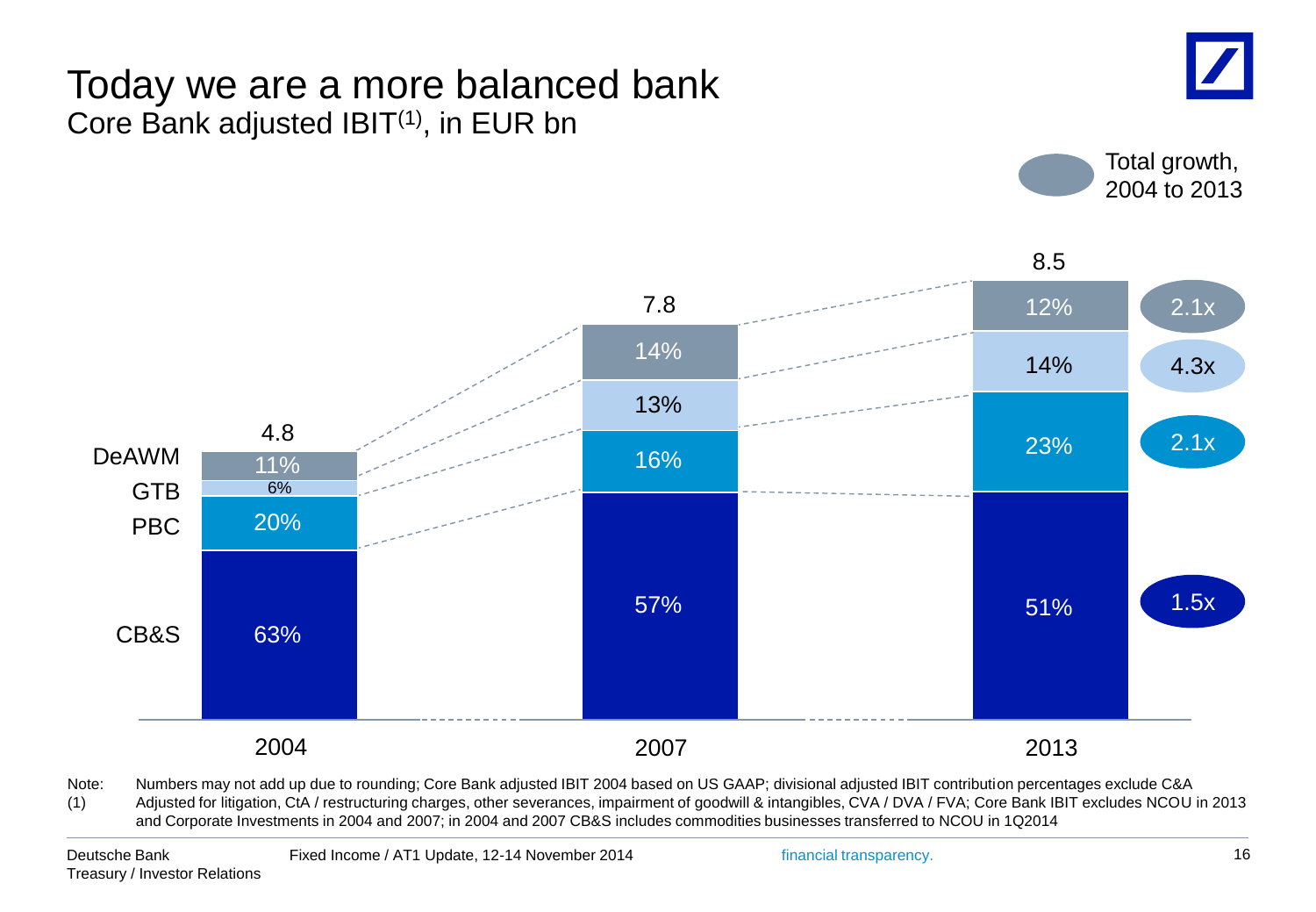# Today we are a more balanced bank

## Core Bank adjusted IBIT(1), in EUR bn

| | 2004 | 2007 | 2013 | Total growth, 2004 to 2013 |
|---|---|---|---|---|
| Total | 4.8 | 7.8 | 8.5 | |
| DeAWM | 11% | 14% | 12% | 2.1x |
| GTB | 6% | 13% | 14% | 4.3x |
| PBC | 20% | 16% | 23% | 2.1x |
| CB&S | 63% | 57% | 51% | 1.5x |

Note: Numbers may not add up due to rounding; Core Bank adjusted IBIT 2004 based on US GAAP; divisional adjusted IBIT contribution percentages exclude C&A

(1) Adjusted for litigation, CtA / restructuring charges, other severances, impairment of goodwill & intangibles, CVA / DVA / FVA; Core Bank IBIT excludes NCOU in 2013 and Corporate Investments in 2004 and 2007; in 2004 and 2007 CB&S includes commodities businesses transferred to NCOU in 1Q2014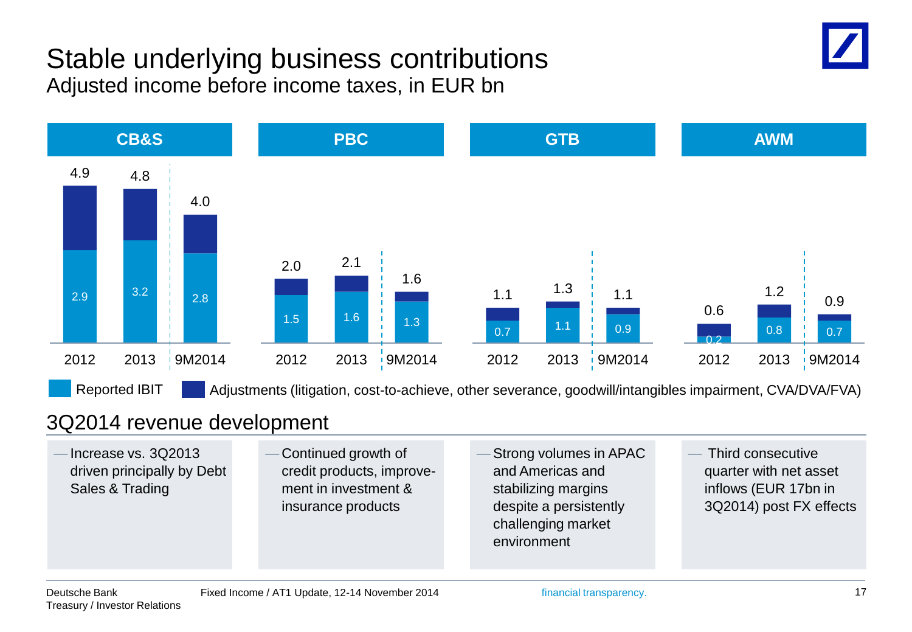# Stable underlying business contributions

Adjusted income before income taxes, in EUR bn

| Segment | Period | Total | Reported IBIT |
|---|---|---|---|
| CB&S | 2012 | 4.9 | 2.9 |
| CB&S | 2013 | 4.8 | 3.2 |
| CB&S | 9M2014 | 4.0 | 2.8 |
| PBC | 2012 | 2.0 | 1.5 |
| PBC | 2013 | 2.1 | 1.6 |
| PBC | 9M2014 | 1.6 | 1.3 |
| GTB | 2012 | 1.1 | 0.7 |
| GTB | 2013 | 1.3 | 1.1 |
| GTB | 9M2014 | 1.1 | 0.9 |
| AWM | 2012 | 0.6 | 0.2 |
| AWM | 2013 | 1.2 | 0.8 |
| AWM | 9M2014 | 0.9 | 0.7 |

Reported IBIT | Adjustments (litigation, cost-to-achieve, other severance, goodwill/intangibles impairment, CVA/DVA/FVA)

## 3Q2014 revenue development

**CB&S**
- Increase vs. 3Q2013 driven principally by Debt Sales & Trading

**PBC**
- Continued growth of credit products, improvement in investment & insurance products

**GTB**
- Strong volumes in APAC and Americas and stabilizing margins despite a persistently challenging market environment

**AWM**
- Third consecutive quarter with net asset inflows (EUR 17bn in 3Q2014) post FX effects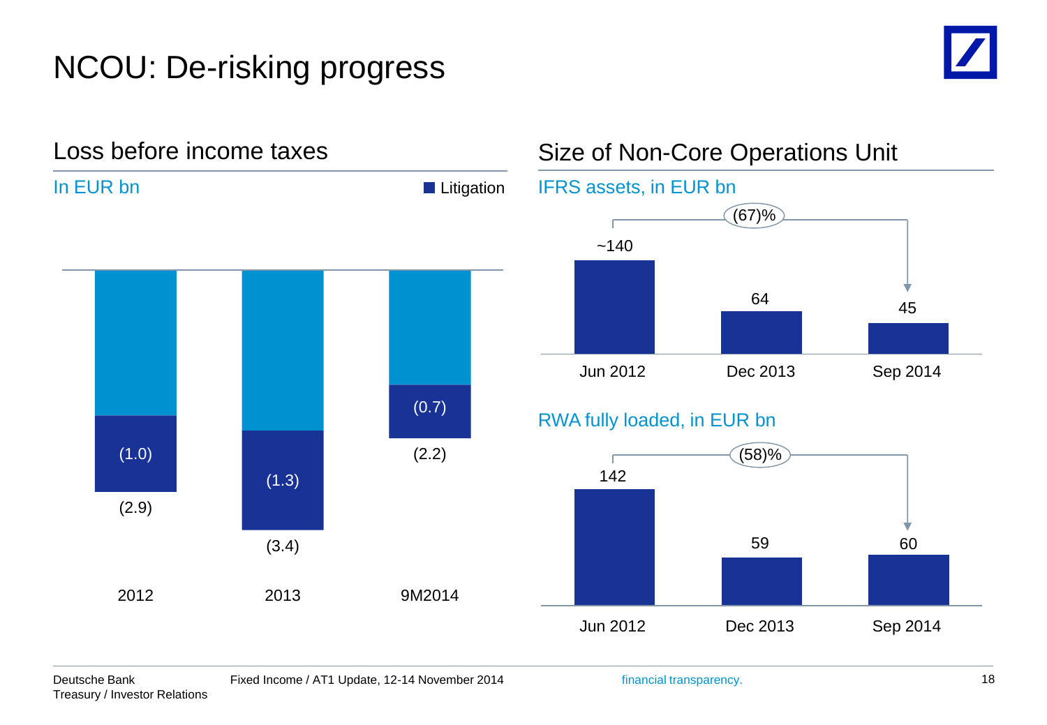# NCOU: De-risking progress

## Loss before income taxes

In EUR bn

■ Litigation

| | 2012 | 2013 | 9M2014 |
|---|---|---|---|
| Litigation | (1.0) | (1.3) | (0.7) |
| Loss before income taxes | (2.9) | (3.4) | (2.2) |

## Size of Non-Core Operations Unit

IFRS assets, in EUR bn

| Jun 2012 | Dec 2013 | Sep 2014 |
|---|---|---|
| ~140 | 64 | 45 |

(67)%

RWA fully loaded, in EUR bn

| Jun 2012 | Dec 2013 | Sep 2014 |
|---|---|---|
| 142 | 59 | 60 |

(58)%

Deutsche Bank
Treasury / Investor Relations

Fixed Income / AT1 Update, 12-14 November 2014

financial transparency.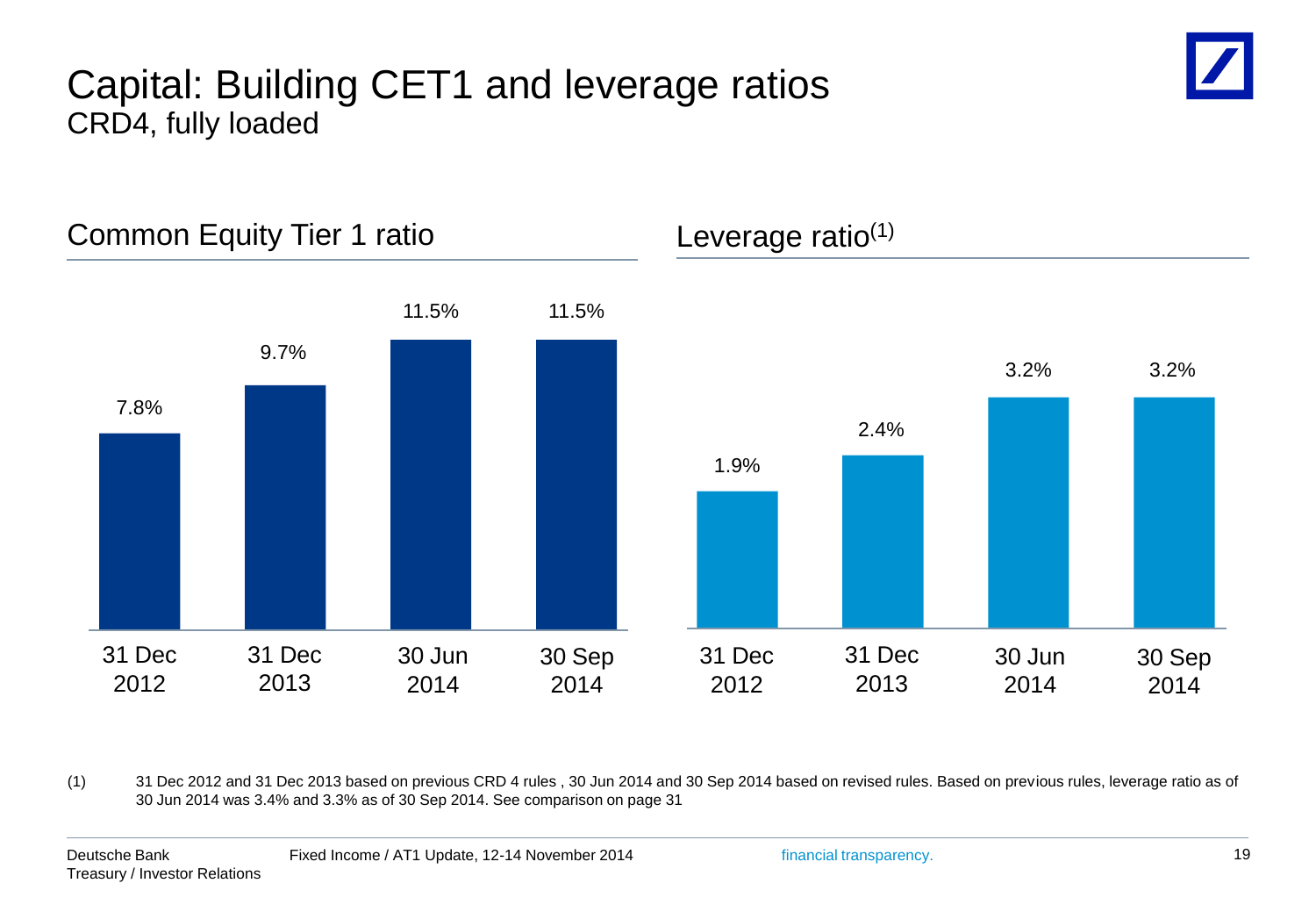# Capital: Building CET1 and leverage ratios

CRD4, fully loaded

## Common Equity Tier 1 ratio

| 31 Dec 2012 | 31 Dec 2013 | 30 Jun 2014 | 30 Sep 2014 |
|---|---|---|---|
| 7.8% | 9.7% | 11.5% | 11.5% |

## Leverage ratio(1)

| 31 Dec 2012 | 31 Dec 2013 | 30 Jun 2014 | 30 Sep 2014 |
|---|---|---|---|
| 1.9% | 2.4% | 3.2% | 3.2% |

(1) 31 Dec 2012 and 31 Dec 2013 based on previous CRD 4 rules , 30 Jun 2014 and 30 Sep 2014 based on revised rules. Based on previous rules, leverage ratio as of 30 Jun 2014 was 3.4% and 3.3% as of 30 Sep 2014. See comparison on page 31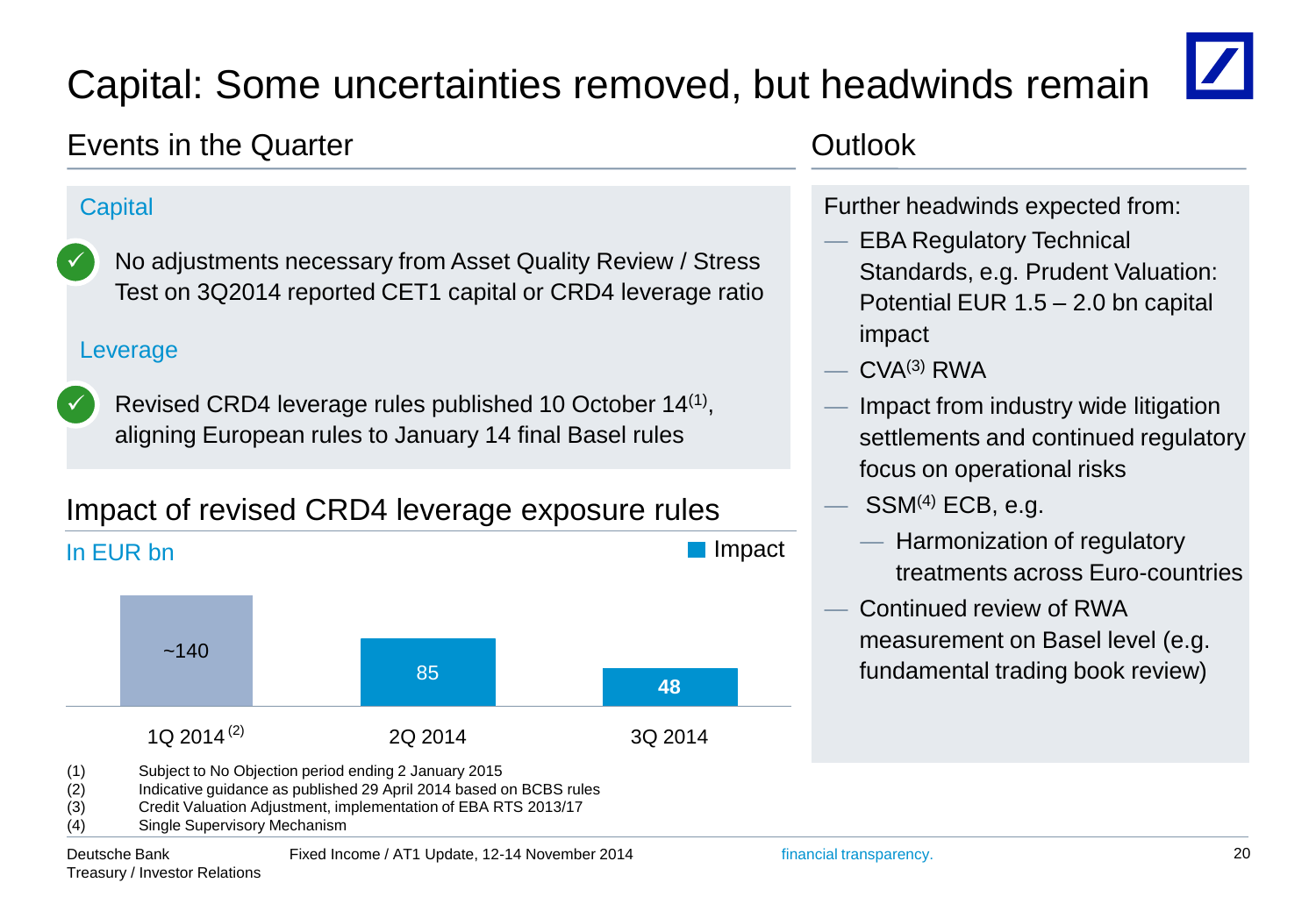# Capital: Some uncertainties removed, but headwinds remain

## Events in the Quarter

### Capital

✓ No adjustments necessary from Asset Quality Review / Stress Test on 3Q2014 reported CET1 capital or CRD4 leverage ratio

### Leverage

✓ Revised CRD4 leverage rules published 10 October 14[1], aligning European rules to January 14 final Basel rules

## Impact of revised CRD4 leverage exposure rules

In EUR bn

| | 1Q 2014[2] | 2Q 2014 | 3Q 2014 |
|---|---|---|---|
| Impact | ~140 | 85 | 48 |

(1) Subject to No Objection period ending 2 January 2015
(2) Indicative guidance as published 29 April 2014 based on BCBS rules
(3) Credit Valuation Adjustment, implementation of EBA RTS 2013/17
(4) Single Supervisory Mechanism

## Outlook

Further headwinds expected from:

- EBA Regulatory Technical Standards, e.g. Prudent Valuation: Potential EUR 1.5 – 2.0 bn capital impact
- CVA[3] RWA
- Impact from industry wide litigation settlements and continued regulatory focus on operational risks
- SSM[4] ECB, e.g.
  - Harmonization of regulatory treatments across Euro-countries
- Continued review of RWA measurement on Basel level (e.g. fundamental trading book review)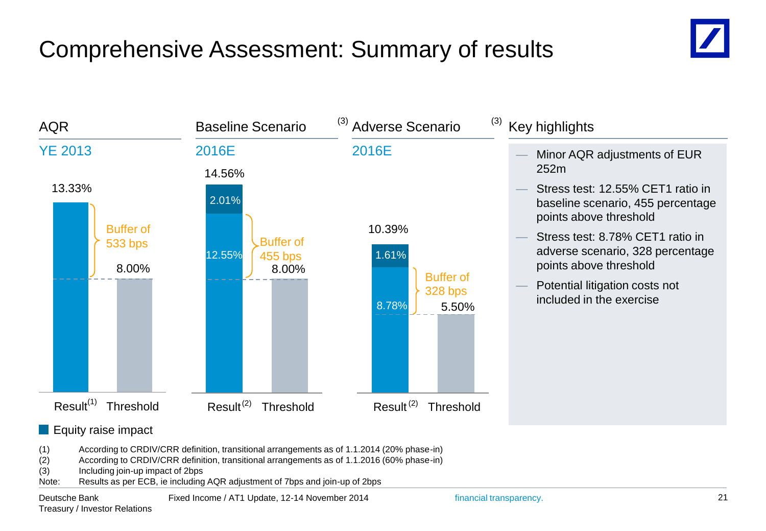# Comprehensive Assessment: Summary of results

## AQR

YE 2013

| | Result[1] | Threshold |
|---|---|---|
| Value | 13.33% | 8.00% |

Buffer of 533 bps

## Baseline Scenario[3]

2016E

| | Result[2] | Threshold |
|---|---|---|
| Value | 12.55% | 8.00% |
| Equity raise impact | 2.01% | |
| Total | 14.56% | |

Buffer of 455 bps

## Adverse Scenario[3]

2016E

| | Result[2] | Threshold |
|---|---|---|
| Value | 8.78% | 5.50% |
| Equity raise impact | 1.61% | |
| Total | 10.39% | |

Buffer of 328 bps

■ Equity raise impact

## Key highlights

- Minor AQR adjustments of EUR 252m
- Stress test: 12.55% CET1 ratio in baseline scenario, 455 percentage points above threshold
- Stress test: 8.78% CET1 ratio in adverse scenario, 328 percentage points above threshold
- Potential litigation costs not included in the exercise

(1) According to CRDIV/CRR definition, transitional arrangements as of 1.1.2014 (20% phase-in)
(2) According to CRDIV/CRR definition, transitional arrangements as of 1.1.2016 (60% phase-in)
(3) Including join-up impact of 2bps
Note: Results as per ECB, ie including AQR adjustment of 7bps and join-up of 2bps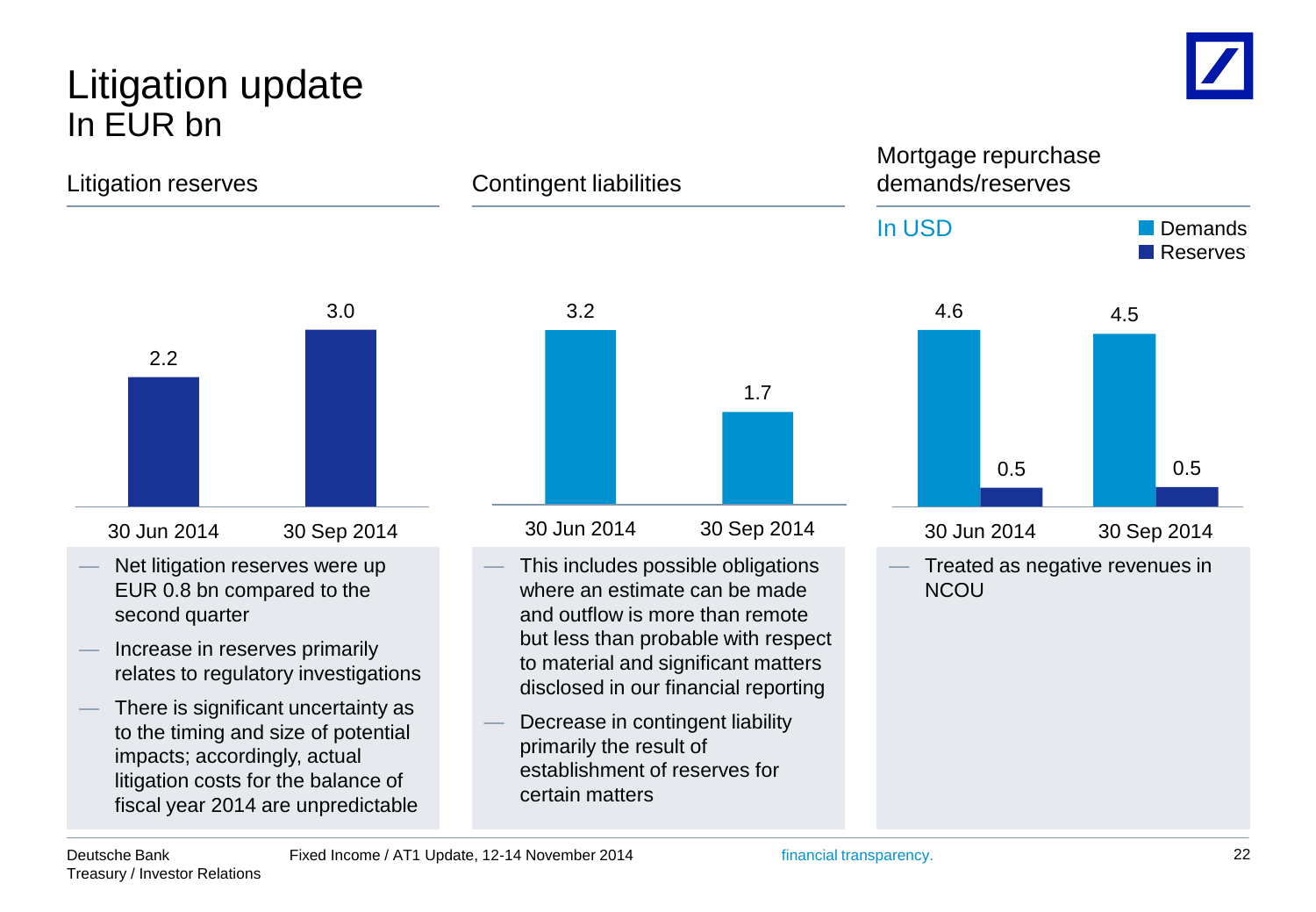# Litigation update
## In EUR bn

### Litigation reserves

| | 30 Jun 2014 | 30 Sep 2014 |
|---|---|---|
| Litigation reserves | 2.2 | 3.0 |

- Net litigation reserves were up EUR 0.8 bn compared to the second quarter
- Increase in reserves primarily relates to regulatory investigations
- There is significant uncertainty as to the timing and size of potential impacts; accordingly, actual litigation costs for the balance of fiscal year 2014 are unpredictable

### Contingent liabilities

| | 30 Jun 2014 | 30 Sep 2014 |
|---|---|---|
| Contingent liabilities | 3.2 | 1.7 |

- This includes possible obligations where an estimate can be made and outflow is more than remote but less than probable with respect to material and significant matters disclosed in our financial reporting
- Decrease in contingent liability primarily the result of establishment of reserves for certain matters

### Mortgage repurchase demands/reserves

In USD

| | 30 Jun 2014 | 30 Sep 2014 |
|---|---|---|
| Demands | 4.6 | 4.5 |
| Reserves | 0.5 | 0.5 |

- Treated as negative revenues in NCOU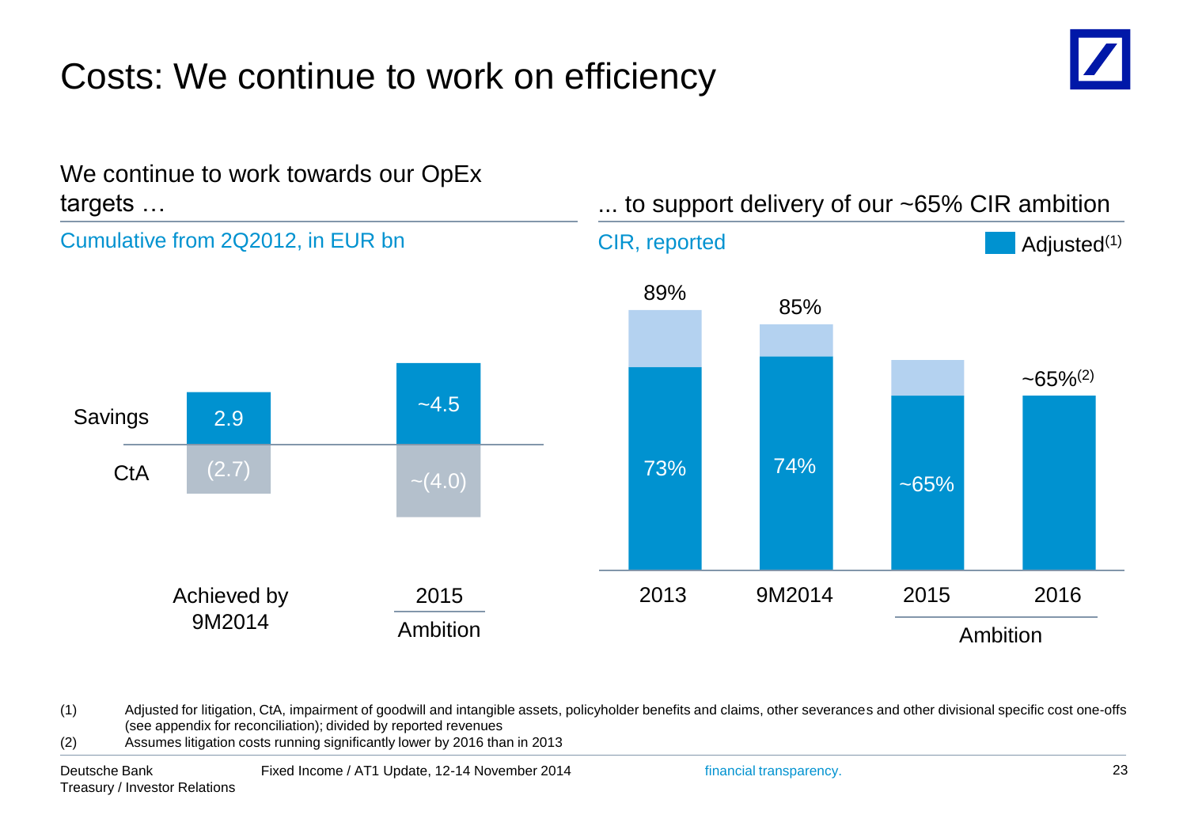# Costs: We continue to work on efficiency

## We continue to work towards our OpEx targets …

Cumulative from 2Q2012, in EUR bn

| | Achieved by 9M2014 | 2015 Ambition |
|---|---|---|
| Savings | 2.9 | ~4.5 |
| CtA | (2.7) | ~(4.0) |

## ... to support delivery of our ~65% CIR ambition

CIR, reported | Adjusted(1)

| | 2013 | 9M2014 | 2015 (Ambition) | 2016 (Ambition) |
|---|---|---|---|---|
| CIR, reported | 89% | 85% | | ~65%(2) |
| Adjusted(1) | 73% | 74% | ~65% | |

(1) Adjusted for litigation, CtA, impairment of goodwill and intangible assets, policyholder benefits and claims, other severances and other divisional specific cost one-offs (see appendix for reconciliation); divided by reported revenues

(2) Assumes litigation costs running significantly lower by 2016 than in 2013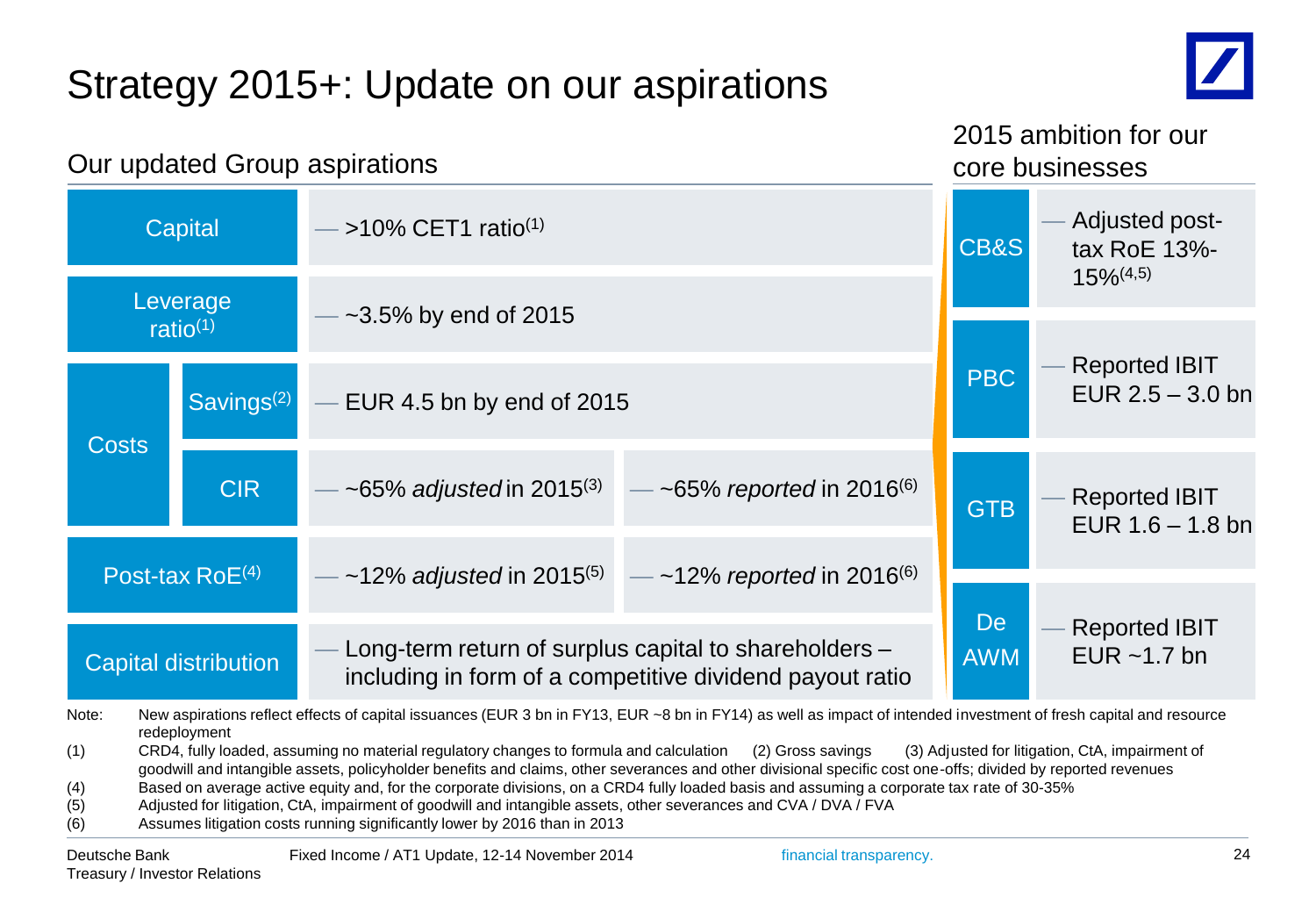# Strategy 2015+: Update on our aspirations

## Our updated Group aspirations

| | | | |
|---|---|---|---|
| Capital | | — >10% CET1 ratio[1] | |
| Leverage ratio[1] | | — ~3.5% by end of 2015 | |
| Costs | Savings[2] | — EUR 4.5 bn by end of 2015 | |
| | CIR | — ~65% *adjusted* in 2015[3] | — ~65% *reported* in 2016[6] |
| Post-tax RoE[4] | | — ~12% *adjusted* in 2015[5] | — ~12% *reported* in 2016[6] |
| Capital distribution | | — Long-term return of surplus capital to shareholders – including in form of a competitive dividend payout ratio | |

## 2015 ambition for our core businesses

| | |
|---|---|
| CB&S | — Adjusted post-tax RoE 13%-15%[4,5] |
| PBC | — Reported IBIT EUR 2.5 – 3.0 bn |
| GTB | — Reported IBIT EUR 1.6 – 1.8 bn |
| DeAWM | — Reported IBIT EUR ~1.7 bn |

Note: New aspirations reflect effects of capital issuances (EUR 3 bn in FY13, EUR ~8 bn in FY14) as well as impact of intended investment of fresh capital and resource redeployment

(1) CRD4, fully loaded, assuming no material regulatory changes to formula and calculation (2) Gross savings (3) Adjusted for litigation, CtA, impairment of goodwill and intangible assets, policyholder benefits and claims, other severances and other divisional specific cost one-offs; divided by reported revenues

(4) Based on average active equity and, for the corporate divisions, on a CRD4 fully loaded basis and assuming a corporate tax rate of 30-35%

(5) Adjusted for litigation, CtA, impairment of goodwill and intangible assets, other severances and CVA / DVA / FVA

(6) Assumes litigation costs running significantly lower by 2016 than in 2013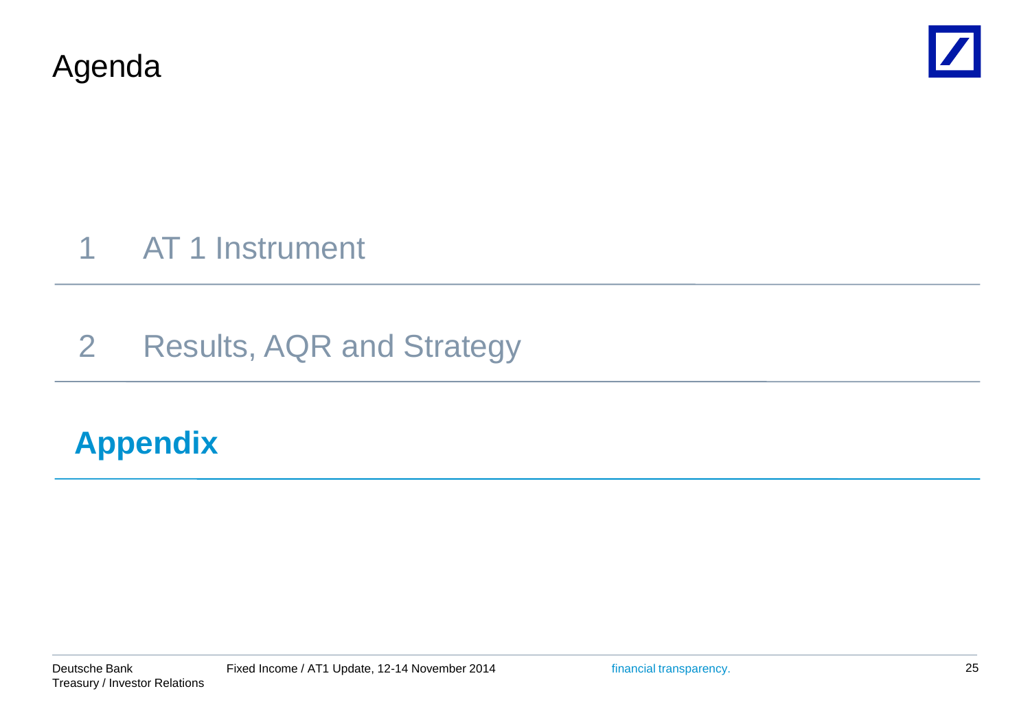# Agenda

1 AT 1 Instrument

2 Results, AQR and Strategy

**Appendix**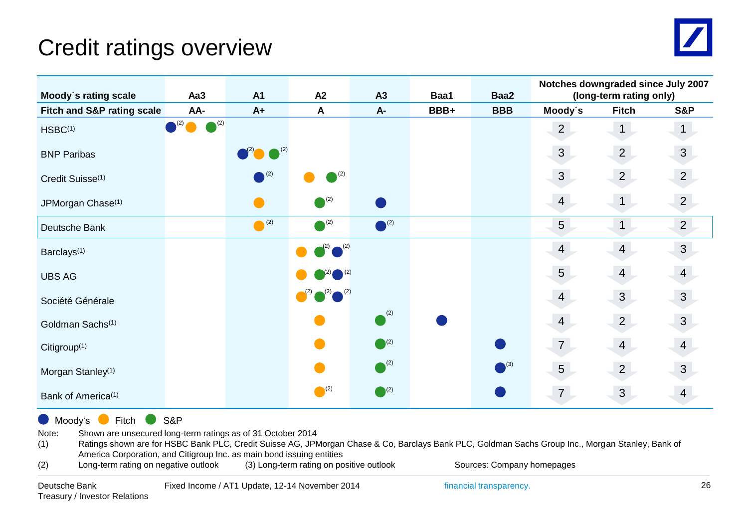# Credit ratings overview

| Moody´s rating scale | Aa3 | A1 | A2 | A3 | Baa1 | Baa2 | Notches downgraded since July 2007 (long-term rating only) | | |
|---|---|---|---|---|---|---|---|---|---|
| **Fitch and S&P rating scale** | **AA-** | **A+** | **A** | **A-** | **BBB+** | **BBB** | **Moody´s** | **Fitch** | **S&P** |
| HSBC(1) | Moody's(2), Fitch, S&P(2) | | | | | | 2 | 1 | 1 |
| BNP Paribas | | Moody's(2), Fitch, S&P(2) | | | | | 3 | 2 | 3 |
| Credit Suisse(1) | | Moody's(2) | Fitch, S&P(2) | | | | 3 | 2 | 2 |
| JPMorgan Chase(1) | | Fitch | S&P(2) | Moody's | | | 4 | 1 | 2 |
| Deutsche Bank | | Fitch(2) | S&P(2) | Moody's(2) | | | 5 | 1 | 2 |
| Barclays(1) | | | Fitch, S&P(2), Moody's(2) | | | | 4 | 4 | 3 |
| UBS AG | | | Fitch, S&P(2), Moody's(2) | | | | 5 | 4 | 4 |
| Société Générale | | | Fitch(2), S&P(2), Moody's(2) | | | | 4 | 3 | 3 |
| Goldman Sachs(1) | | | Fitch | S&P(2) | Moody's | | 4 | 2 | 3 |
| Citigroup(1) | | | Fitch | S&P(2) | | Moody's | 7 | 4 | 4 |
| Morgan Stanley(1) | | | Fitch | S&P(2) | | Moody's(3) | 5 | 2 | 3 |
| Bank of America(1) | | | Fitch(2) | S&P(2) | | Moody's | 7 | 3 | 4 |

Moody's, Fitch, S&P

Note: Shown are unsecured long-term ratings as of 31 October 2014

(1) Ratings shown are for HSBC Bank PLC, Credit Suisse AG, JPMorgan Chase & Co, Barclays Bank PLC, Goldman Sachs Group Inc., Morgan Stanley, Bank of America Corporation, and Citigroup Inc. as main bond issuing entities

(2) Long-term rating on negative outlook (3) Long-term rating on positive outlook

Sources: Company homepages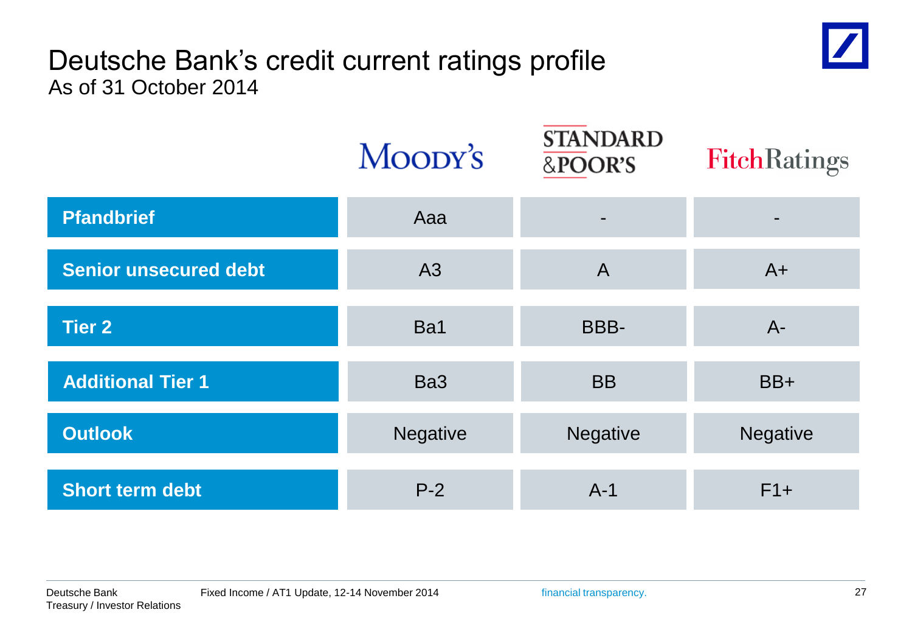# Deutsche Bank's credit current ratings profile

As of 31 October 2014

| | Moody's | Standard & Poor's | Fitch Ratings |
|---|---|---|---|
| **Pfandbrief** | Aaa | - | - |
| **Senior unsecured debt** | A3 | A | A+ |
| **Tier 2** | Ba1 | BBB- | A- |
| **Additional Tier 1** | Ba3 | BB | BB+ |
| **Outlook** | Negative | Negative | Negative |
| **Short term debt** | P-2 | A-1 | F1+ |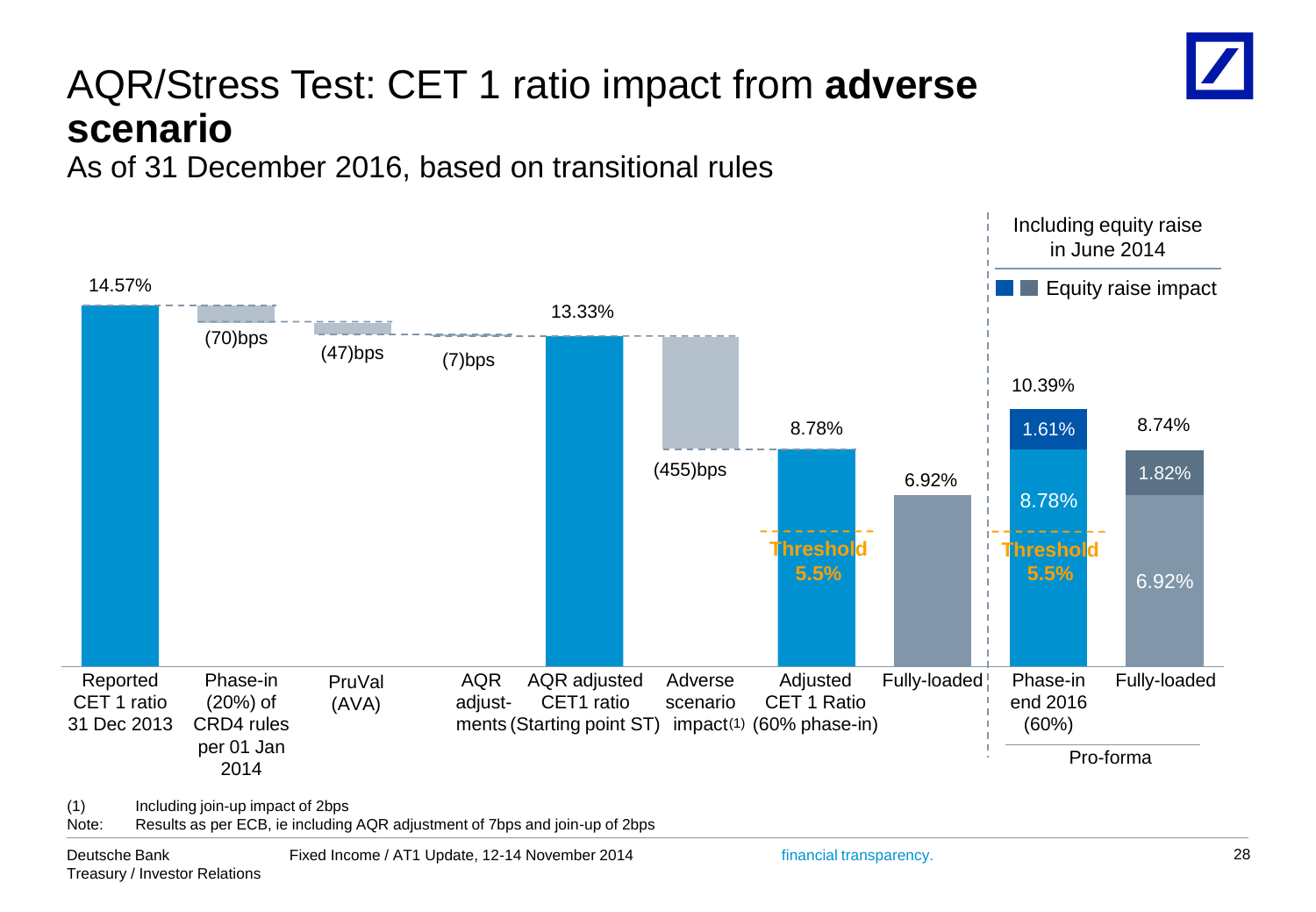# AQR/Stress Test: CET 1 ratio impact from **adverse scenario**

As of 31 December 2016, based on transitional rules

| | Value |
|---|---|
| Reported CET 1 ratio 31 Dec 2013 | 14.57% |
| Phase-in (20%) of CRD4 rules per 01 Jan 2014 | (70)bps |
| PruVal (AVA) | (47)bps |
| AQR adjust-ments | (7)bps |
| AQR adjusted CET1 ratio (Starting point ST) | 13.33% |
| Adverse scenario impact(1) | (455)bps |
| Adjusted CET 1 Ratio (60% phase-in) | 8.78% |
| Fully-loaded | 6.92% |

Threshold 5.5%

**Pro-forma – Including equity raise in June 2014**

Equity raise impact

| | Base | Equity raise impact | Total |
|---|---|---|---|
| Phase-in end 2016 (60%) | 8.78% | 1.61% | 10.39% |
| Fully-loaded | 6.92% | 1.82% | 8.74% |

Threshold 5.5%

(1) Including join-up impact of 2bps

Note: Results as per ECB, ie including AQR adjustment of 7bps and join-up of 2bps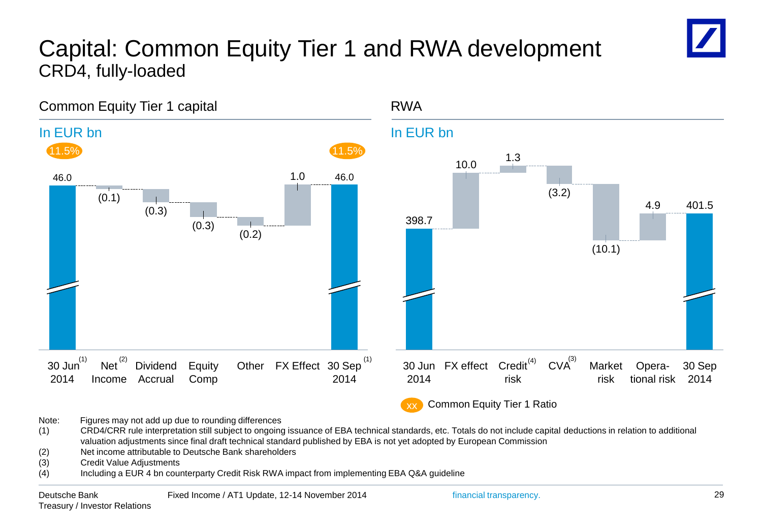# Capital: Common Equity Tier 1 and RWA development

## CRD4, fully-loaded

### Common Equity Tier 1 capital

In EUR bn

| | 30 Jun 2014[1] | Net Income[2] | Dividend Accrual | Equity Comp | Other | FX Effect | 30 Sep 2014[1] |
|---|---|---|---|---|---|---|---|
| EUR bn | 46.0 | (0.1) | (0.3) | (0.3) | (0.2) | 1.0 | 46.0 |
| Common Equity Tier 1 Ratio | 11.5% | | | | | | 11.5% |

### RWA

In EUR bn

| | 30 Jun 2014 | FX effect | Credit risk[4] | CVA[3] | Market risk | Operational risk | 30 Sep 2014 |
|---|---|---|---|---|---|---|---|
| EUR bn | 398.7 | 10.0 | 1.3 | (3.2) | (10.1) | 4.9 | 401.5 |

XX Common Equity Tier 1 Ratio

Note: Figures may not add up due to rounding differences

(1) CRD4/CRR rule interpretation still subject to ongoing issuance of EBA technical standards, etc. Totals do not include capital deductions in relation to additional valuation adjustments since final draft technical standard published by EBA is not yet adopted by European Commission

(2) Net income attributable to Deutsche Bank shareholders

(3) Credit Value Adjustments

(4) Including a EUR 4 bn counterparty Credit Risk RWA impact from implementing EBA Q&A guideline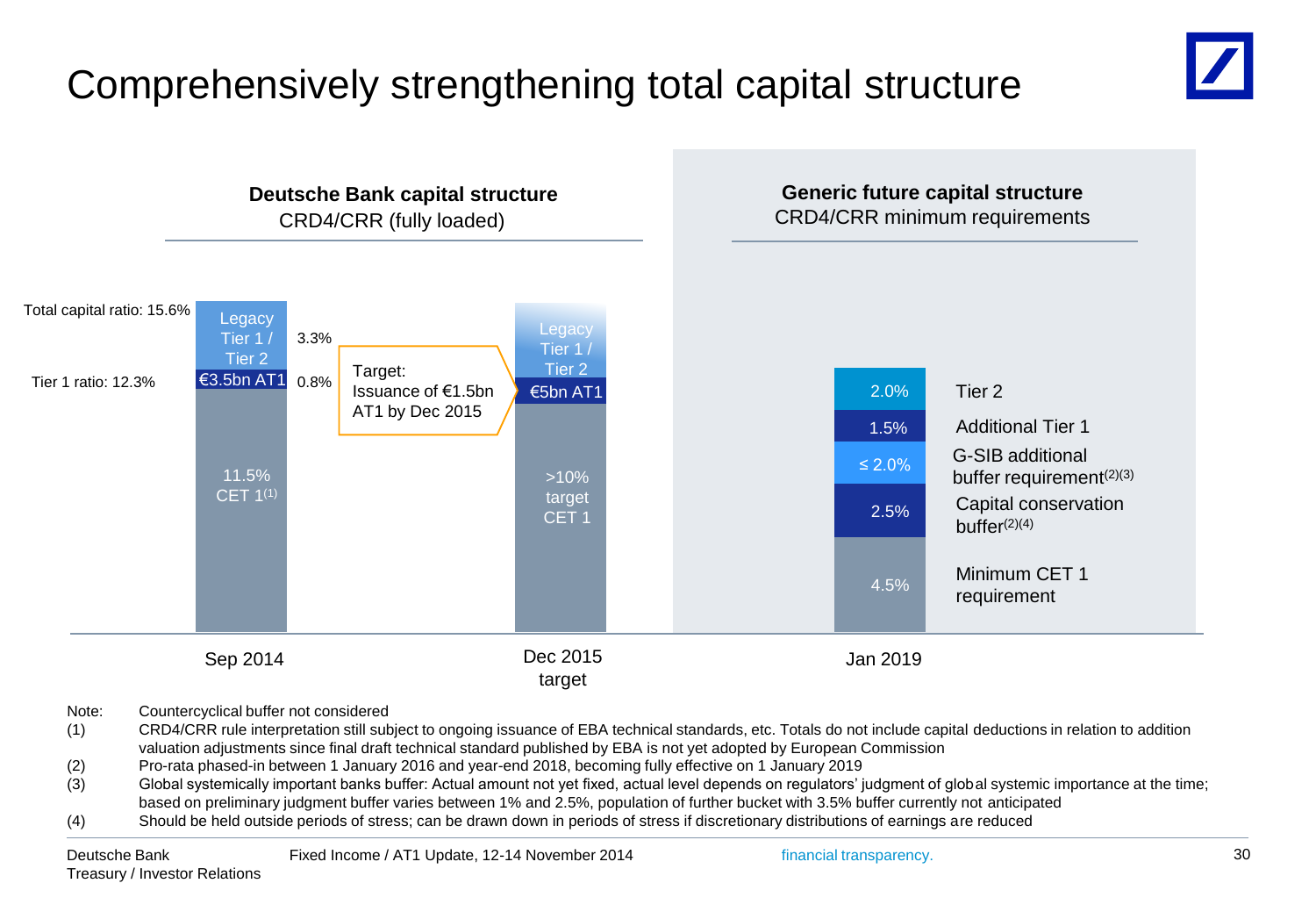# Comprehensively strengthening total capital structure

## Deutsche Bank capital structure

CRD4/CRR (fully loaded)

| | Sep 2014 | | Dec 2015 target |
|---|---|---|---|
| Legacy Tier 1 / Tier 2 | 3.3% | | Legacy Tier 1 / Tier 2 |
| €3.5bn AT1 | 0.8% | | €5bn AT1 |
| CET 1 | 11.5% CET 1[1] | | >10% target CET 1 |

Total capital ratio: 15.6%

Tier 1 ratio: 12.3%

Target: Issuance of €1.5bn AT1 by Dec 2015

## Generic future capital structure

CRD4/CRR minimum requirements

| Jan 2019 | |
|---|---|
| 2.0% | Tier 2 |
| 1.5% | Additional Tier 1 |
| ≤ 2.0% | G-SIB additional buffer requirement[2][3] |
| 2.5% | Capital conservation buffer[2][4] |
| 4.5% | Minimum CET 1 requirement |

Note: Countercyclical buffer not considered

(1) CRD4/CRR rule interpretation still subject to ongoing issuance of EBA technical standards, etc. Totals do not include capital deductions in relation to addition valuation adjustments since final draft technical standard published by EBA is not yet adopted by European Commission

(2) Pro-rata phased-in between 1 January 2016 and year-end 2018, becoming fully effective on 1 January 2019

(3) Global systemically important banks buffer: Actual amount not yet fixed, actual level depends on regulators' judgment of global systemic importance at the time; based on preliminary judgment buffer varies between 1% and 2.5%, population of further bucket with 3.5% buffer currently not anticipated

(4) Should be held outside periods of stress; can be drawn down in periods of stress if discretionary distributions of earnings are reduced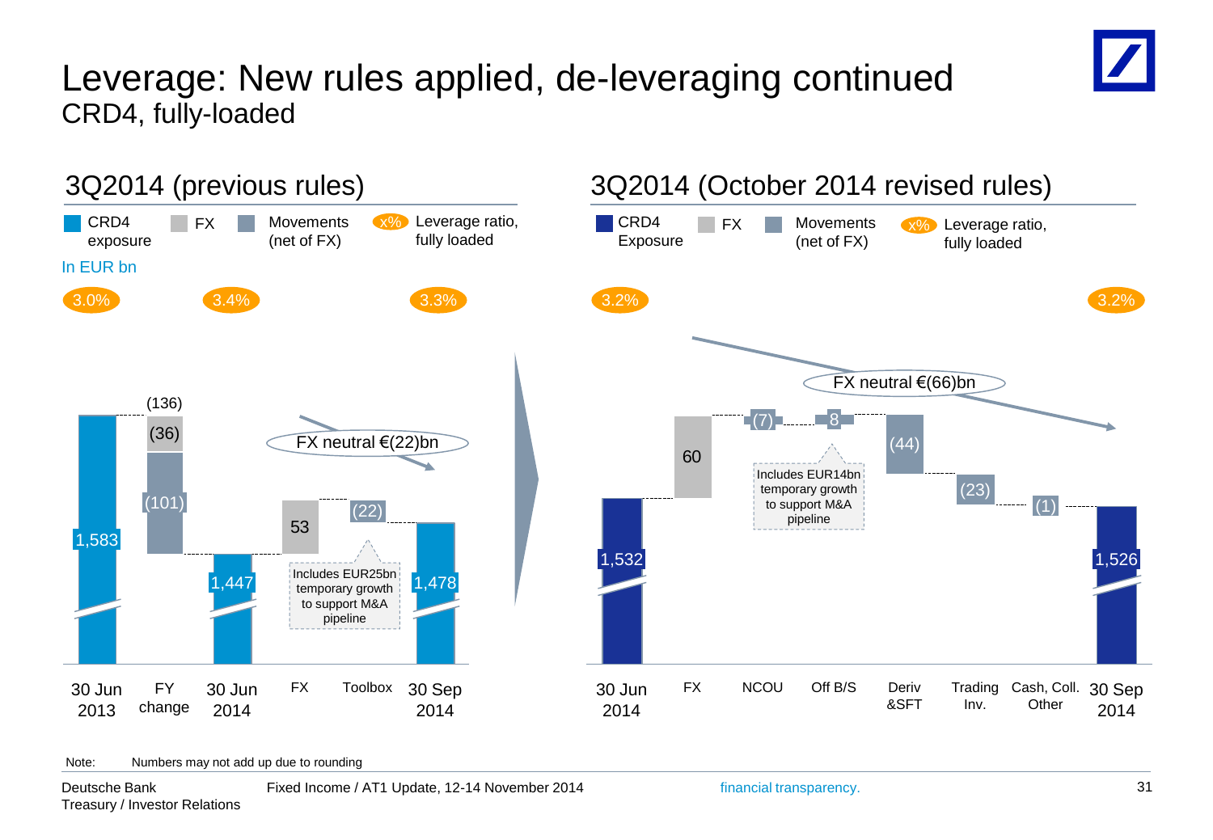# Leverage: New rules applied, de-leveraging continued

CRD4, fully-loaded

## 3Q2014 (previous rules)

Legend: CRD4 exposure | FX | Movements (net of FX) | x% Leverage ratio, fully loaded

In EUR bn

| | 30 Jun 2013 | FY change | 30 Jun 2014 | FX | Toolbox | 30 Sep 2014 |
|---|---|---|---|---|---|---|
| Leverage ratio | 3.0% | | 3.4% | | | 3.3% |
| Exposure / movement | 1,583 | (136): FX (36), Movements (101) | 1,447 | 53 | (22) | 1,478 |

FX neutral €(22)bn

Includes EUR25bn temporary growth to support M&A pipeline

## 3Q2014 (October 2014 revised rules)

Legend: CRD4 Exposure | FX | Movements (net of FX) | x% Leverage ratio, fully loaded

| | 30 Jun 2014 | FX | NCOU | Off B/S | Deriv &SFT | Trading Inv. | Cash, Coll. Other | 30 Sep 2014 |
|---|---|---|---|---|---|---|---|---|
| Leverage ratio | 3.2% | | | | | | | 3.2% |
| Exposure / movement | 1,532 | 60 | (7) | 8 | (44) | (23) | (1) | 1,526 |

FX neutral €(66)bn

Includes EUR14bn temporary growth to support M&A pipeline

Note: Numbers may not add up due to rounding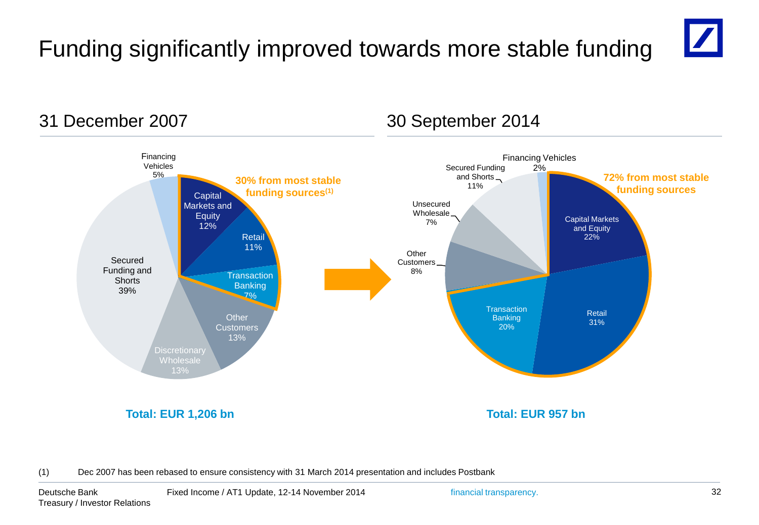# Funding significantly improved towards more stable funding

## 31 December 2007

**30% from most stable funding sources[(1)]**

| Funding source | Share |
|---|---|
| Capital Markets and Equity | 12% |
| Retail | 11% |
| Transaction Banking | 7% |
| Other Customers | 13% |
| Discretionary Wholesale | 13% |
| Secured Funding and Shorts | 39% |
| Financing Vehicles | 5% |

**Total: EUR 1,206 bn**

## 30 September 2014

**72% from most stable funding sources**

| Funding source | Share |
|---|---|
| Capital Markets and Equity | 22% |
| Retail | 31% |
| Transaction Banking | 20% |
| Other Customers | 8% |
| Unsecured Wholesale | 7% |
| Secured Funding and Shorts | 11% |
| Financing Vehicles | 2% |

**Total: EUR 957 bn**

(1) Dec 2007 has been rebased to ensure consistency with 31 March 2014 presentation and includes Postbank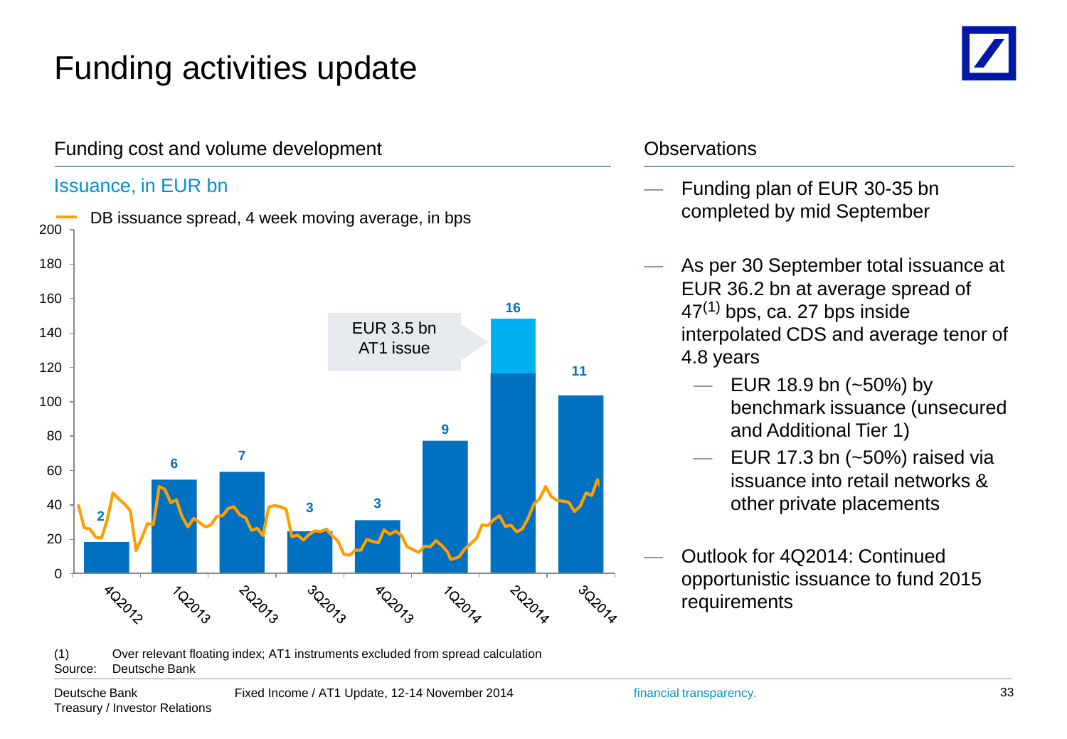# Funding activities update

## Funding cost and volume development

Issuance, in EUR bn

DB issuance spread, 4 week moving average, in bps

| Quarter | Issuance (EUR bn) |
|---|---|
| 4Q2012 | 2 |
| 1Q2013 | 6 |
| 2Q2013 | 7 |
| 3Q2013 | 3 |
| 4Q2013 | 3 |
| 1Q2014 | 9 |
| 2Q2014 | 16 |
| 3Q2014 | 11 |

EUR 3.5 bn AT1 issue

(1) Over relevant floating index; AT1 instruments excluded from spread calculation

Source: Deutsche Bank

## Observations

- Funding plan of EUR 30-35 bn completed by mid September
- As per 30 September total issuance at EUR 36.2 bn at average spread of 47[1] bps, ca. 27 bps inside interpolated CDS and average tenor of 4.8 years
  - EUR 18.9 bn (~50%) by benchmark issuance (unsecured and Additional Tier 1)
  - EUR 17.3 bn (~50%) raised via issuance into retail networks & other private placements
- Outlook for 4Q2014: Continued opportunistic issuance to fund 2015 requirements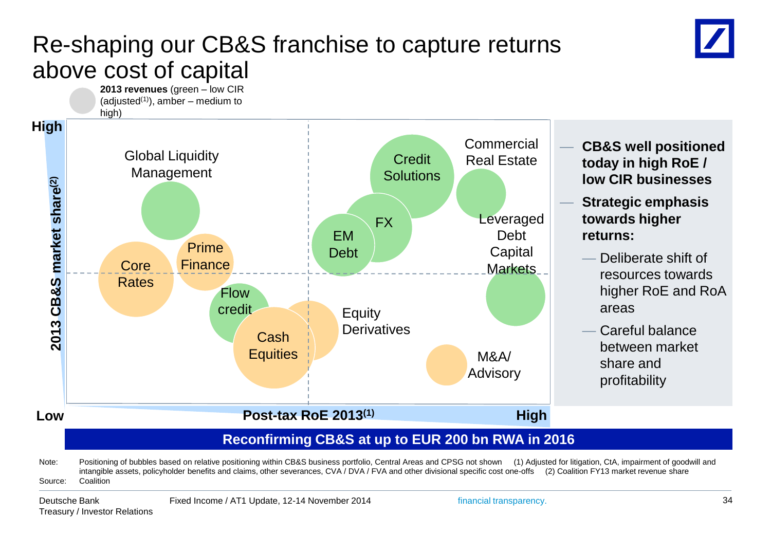# Re-shaping our CB&S franchise to capture returns above cost of capital

**2013 revenues** (green – low CIR (adjusted[1]), amber – medium to high)

2013 CB&S market share[2] (Low – High)

Post-tax RoE 2013[1] (Low – High)

Global Liquidity Management

Core Rates

Prime Finance

Flow credit

Cash Equities

Equity Derivatives

Credit Solutions

FX

EM Debt

Commercial Real Estate

Leveraged Debt Capital Markets

M&A/ Advisory

- **CB&S well positioned today in high RoE / low CIR businesses**
- **Strategic emphasis towards higher returns:**
  - Deliberate shift of resources towards higher RoE and RoA areas
  - Careful balance between market share and profitability

**Reconfirming CB&S at up to EUR 200 bn RWA in 2016**

Note: Positioning of bubbles based on relative positioning within CB&S business portfolio, Central Areas and CPSG not shown (1) Adjusted for litigation, CtA, impairment of goodwill and intangible assets, policyholder benefits and claims, other severances, CVA / DVA / FVA and other divisional specific cost one-offs (2) Coalition FY13 market revenue share

Source: Coalition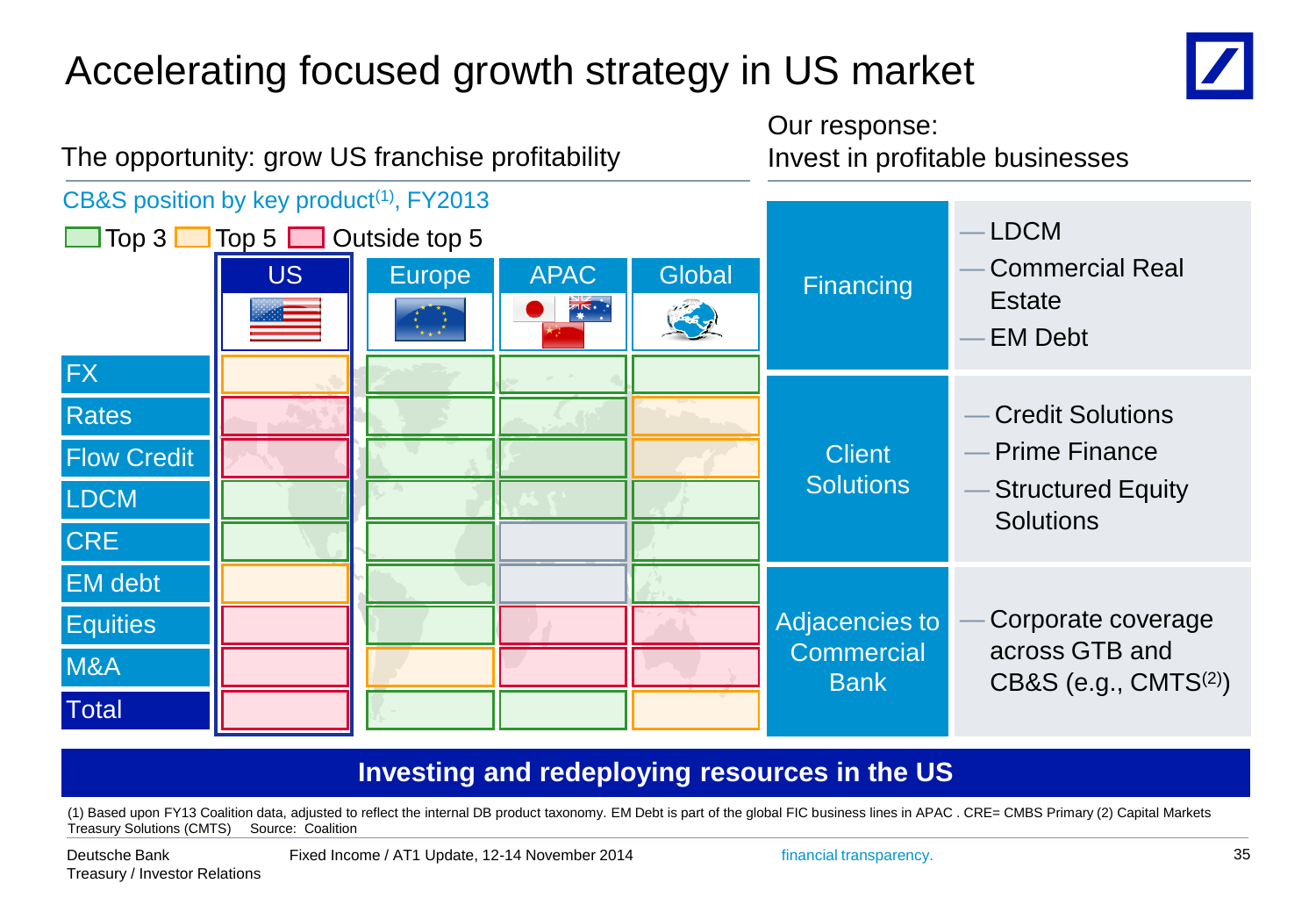# Accelerating focused growth strategy in US market

## The opportunity: grow US franchise profitability

CB&S position by key product[(1)], FY2013

Legend: Top 3 | Top 5 | Outside top 5

| | US | Europe | APAC | Global |
|---|---|---|---|---|
| FX | Top 5 | Top 3 | Top 3 | Top 3 |
| Rates | Outside top 5 | Top 3 | Top 3 | Top 5 |
| Flow Credit | Outside top 5 | Top 3 | Top 3 | Top 5 |
| LDCM | Top 3 | Top 3 | Top 3 | Top 3 |
| CRE | Top 3 | Top 3 | | Top 3 |
| EM debt | Top 5 | Top 3 | | Top 3 |
| Equities | Outside top 5 | Top 3 | Outside top 5 | Outside top 5 |
| M&A | Outside top 5 | Top 5 | Outside top 5 | Outside top 5 |
| **Total** | Outside top 5 | Top 3 | Top 3 | Top 5 |

## Our response: Invest in profitable businesses

| | |
|---|---|
| Financing | — LDCM<br>— Commercial Real Estate<br>— EM Debt |
| Client Solutions | — Credit Solutions<br>— Prime Finance<br>— Structured Equity Solutions |
| Adjacencies to Commercial Bank | — Corporate coverage across GTB and CB&S (e.g., CMTS[(2)]) |

**Investing and redeploying resources in the US**

(1) Based upon FY13 Coalition data, adjusted to reflect the internal DB product taxonomy. EM Debt is part of the global FIC business lines in APAC . CRE= CMBS Primary (2) Capital Markets Treasury Solutions (CMTS) Source: Coalition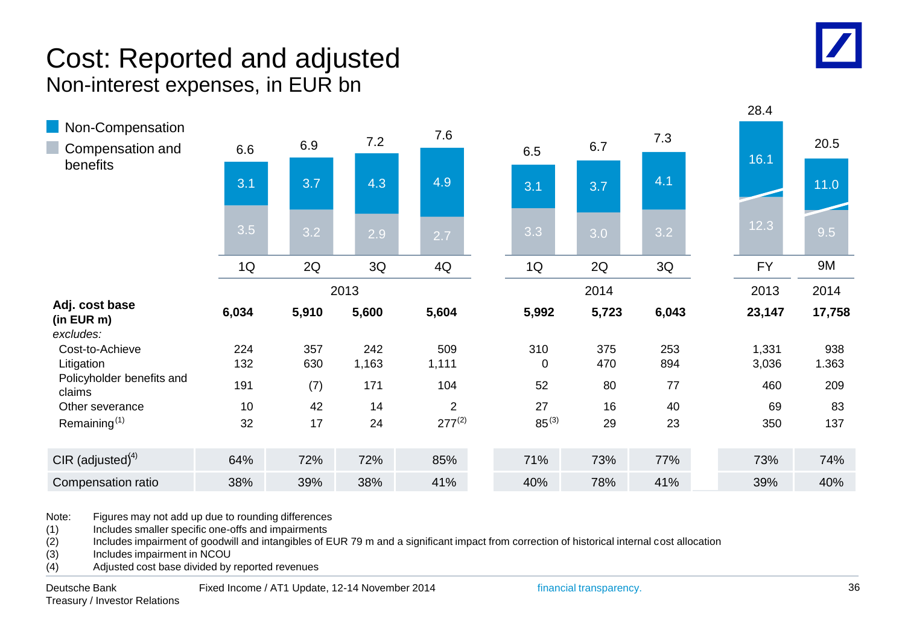# Cost: Reported and adjusted

## Non-interest expenses, in EUR bn

| | 1Q 2013 | 2Q 2013 | 3Q 2013 | 4Q 2013 | 1Q 2014 | 2Q 2014 | 3Q 2014 | FY 2013 | 9M 2014 |
|---|---|---|---|---|---|---|---|---|---|
| Non-Compensation | 3.1 | 3.7 | 4.3 | 4.9 | 3.1 | 3.7 | 4.1 | 16.1 | 11.0 |
| Compensation and benefits | 3.5 | 3.2 | 2.9 | 2.7 | 3.3 | 3.0 | 3.2 | 12.3 | 9.5 |
| Total | 6.6 | 6.9 | 7.2 | 7.6 | 6.5 | 6.7 | 7.3 | 28.4 | 20.5 |

| | 1Q | 2Q | 3Q | 4Q | 1Q | 2Q | 3Q | FY | 9M |
|---|---|---|---|---|---|---|---|---|---|
| | 2013 | | | | 2014 | | | 2013 | 2014 |
| **Adj. cost base (in EUR m)** | **6,034** | **5,910** | **5,600** | **5,604** | **5,992** | **5,723** | **6,043** | **23,147** | **17,758** |
| *excludes:* | | | | | | | | | |
| Cost-to-Achieve | 224 | 357 | 242 | 509 | 310 | 375 | 253 | 1,331 | 938 |
| Litigation | 132 | 630 | 1,163 | 1,111 | 0 | 470 | 894 | 3,036 | 1.363 |
| Policyholder benefits and claims | 191 | (7) | 171 | 104 | 52 | 80 | 77 | 460 | 209 |
| Other severance | 10 | 42 | 14 | 2 | 27 | 16 | 40 | 69 | 83 |
| Remaining[(1)] | 32 | 17 | 24 | 277[(2)] | 85[(3)] | 29 | 23 | 350 | 137 |
| CIR (adjusted)[(4)] | 64% | 72% | 72% | 85% | 71% | 73% | 77% | 73% | 74% |
| Compensation ratio | 38% | 39% | 38% | 41% | 40% | 78% | 41% | 39% | 40% |

Note: Figures may not add up due to rounding differences

(1) Includes smaller specific one-offs and impairments

(2) Includes impairment of goodwill and intangibles of EUR 79 m and a significant impact from correction of historical internal cost allocation

(3) Includes impairment in NCOU

(4) Adjusted cost base divided by reported revenues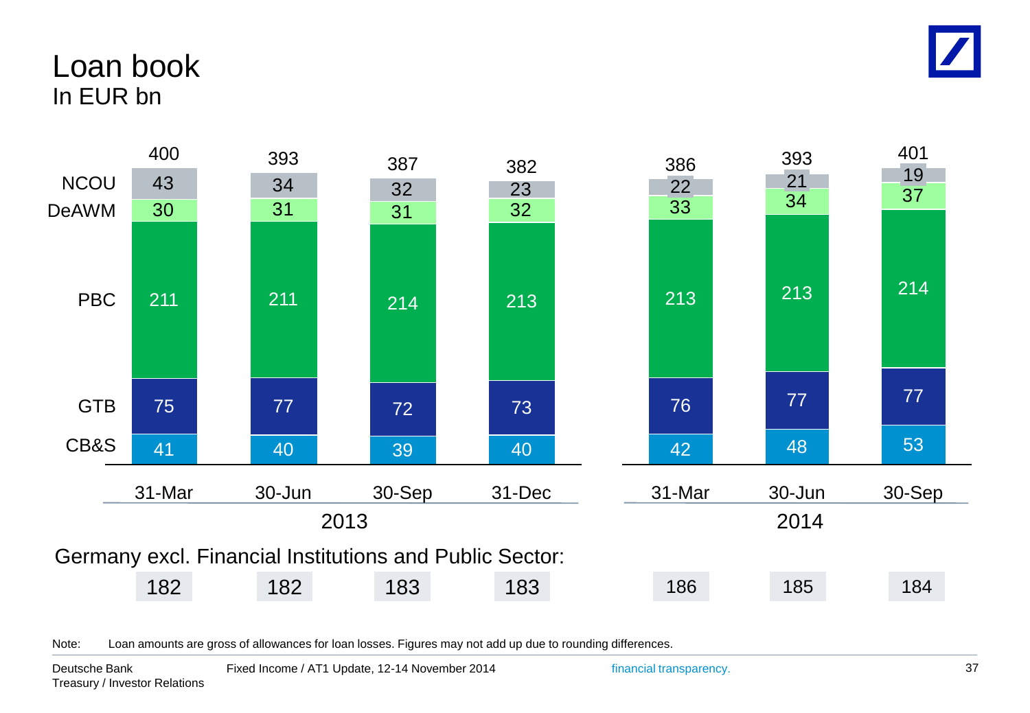# Loan book

In EUR bn

| | 2013 | | | | 2014 | | |
|---|---|---|---|---|---|---|---|
| | 31-Mar | 30-Jun | 30-Sep | 31-Dec | 31-Mar | 30-Jun | 30-Sep |
| NCOU | 43 | 34 | 32 | 23 | 22 | 21 | 19 |
| DeAWM | 30 | 31 | 31 | 32 | 33 | 34 | 37 |
| PBC | 211 | 211 | 214 | 213 | 213 | 213 | 214 |
| GTB | 75 | 77 | 72 | 73 | 76 | 77 | 77 |
| CB&S | 41 | 40 | 39 | 40 | 42 | 48 | 53 |
| Total | 400 | 393 | 387 | 382 | 386 | 393 | 401 |
| Germany excl. Financial Institutions and Public Sector: | 182 | 182 | 183 | 183 | 186 | 185 | 184 |

Note: Loan amounts are gross of allowances for loan losses. Figures may not add up due to rounding differences.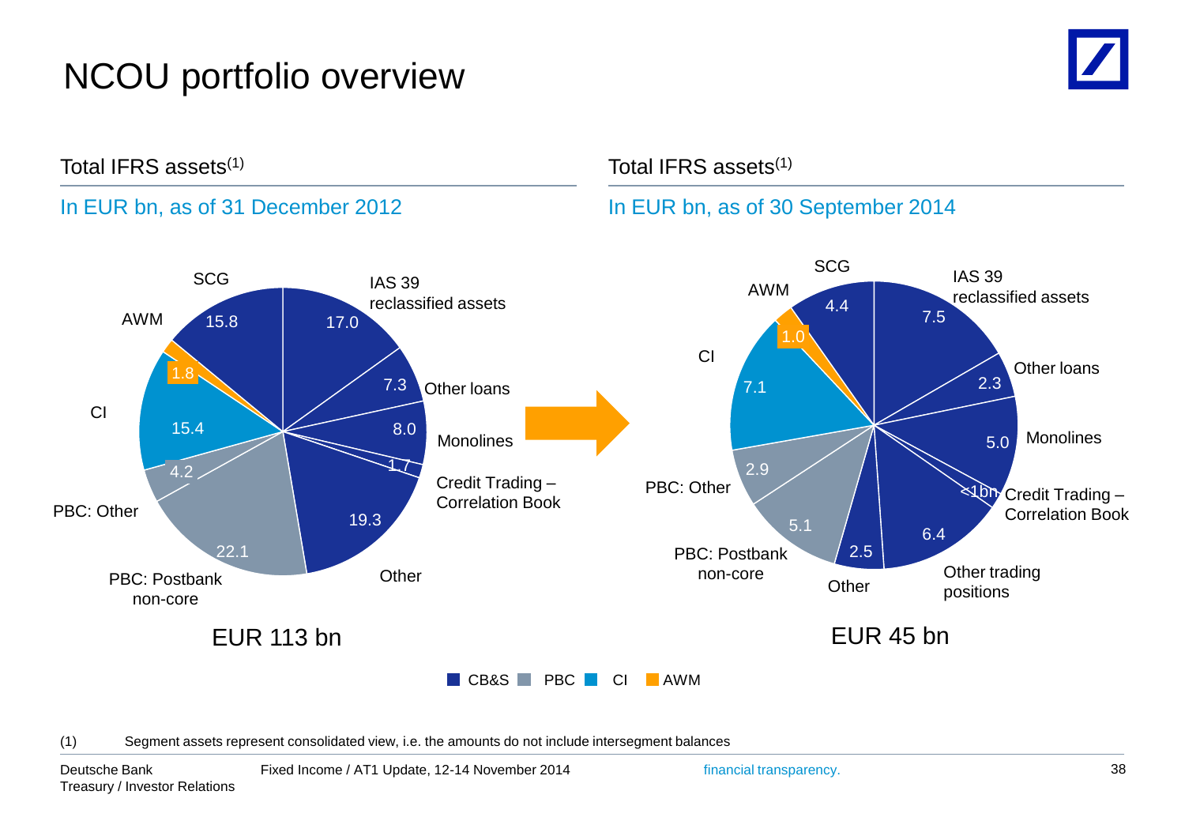# NCOU portfolio overview

## Total IFRS assets(1)

In EUR bn, as of 31 December 2012

| Segment | Category | EUR bn |
|---|---|---|
| CB&S | IAS 39 reclassified assets | 17.0 |
| CB&S | Other loans | 7.3 |
| CB&S | Monolines | 8.0 |
| CB&S | Credit Trading – Correlation Book | 1.7 |
| CB&S | Other | 19.3 |
| PBC | PBC: Postbank non-core | 22.1 |
| PBC | PBC: Other | 4.2 |
| CI | CI | 15.4 |
| AWM | AWM | 1.8 |
| CB&S | SCG | 15.8 |

EUR 113 bn

## Total IFRS assets(1)

In EUR bn, as of 30 September 2014

| Segment | Category | EUR bn |
|---|---|---|
| CB&S | IAS 39 reclassified assets | 7.5 |
| CB&S | Other loans | 2.3 |
| CB&S | Monolines | 5.0 |
| CB&S | Credit Trading – Correlation Book | <1bn |
| CB&S | Other trading positions | 6.4 |
| CB&S | Other | 2.5 |
| PBC | PBC: Postbank non-core | 5.1 |
| PBC | PBC: Other | 2.9 |
| CI | CI | 7.1 |
| AWM | AWM | 1.0 |
| CB&S | SCG | 4.4 |

EUR 45 bn

CB&S PBC CI AWM

(1) Segment assets represent consolidated view, i.e. the amounts do not include intersegment balances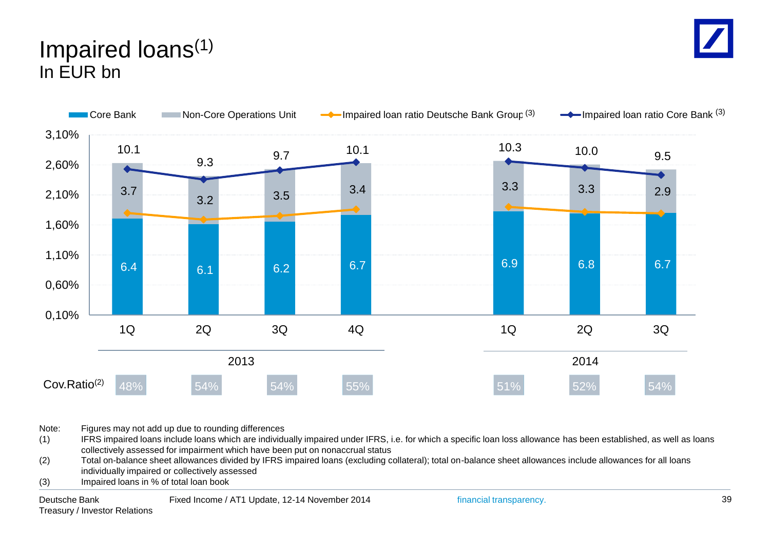# Impaired loans[(1)]
## In EUR bn

Legend: Core Bank | Non-Core Operations Unit | Impaired loan ratio Deutsche Bank Group [(3)] | Impaired loan ratio Core Bank [(3)]

| | 1Q 2013 | 2Q 2013 | 3Q 2013 | 4Q 2013 | 1Q 2014 | 2Q 2014 | 3Q 2014 |
|---|---|---|---|---|---|---|---|
| Total | 10.1 | 9.3 | 9.7 | 10.1 | 10.3 | 10.0 | 9.5 |
| Non-Core Operations Unit | 3.7 | 3.2 | 3.5 | 3.4 | 3.3 | 3.3 | 2.9 |
| Core Bank | 6.4 | 6.1 | 6.2 | 6.7 | 6.9 | 6.8 | 6.7 |
| Cov.Ratio[(2)] | 48% | 54% | 54% | 55% | 51% | 52% | 54% |

Axis: 0,10% – 3,10%

Note: Figures may not add up due to rounding differences

(1) IFRS impaired loans include loans which are individually impaired under IFRS, i.e. for which a specific loan loss allowance has been established, as well as loans collectively assessed for impairment which have been put on nonaccrual status

(2) Total on-balance sheet allowances divided by IFRS impaired loans (excluding collateral); total on-balance sheet allowances include allowances for all loans individually impaired or collectively assessed

(3) Impaired loans in % of total loan book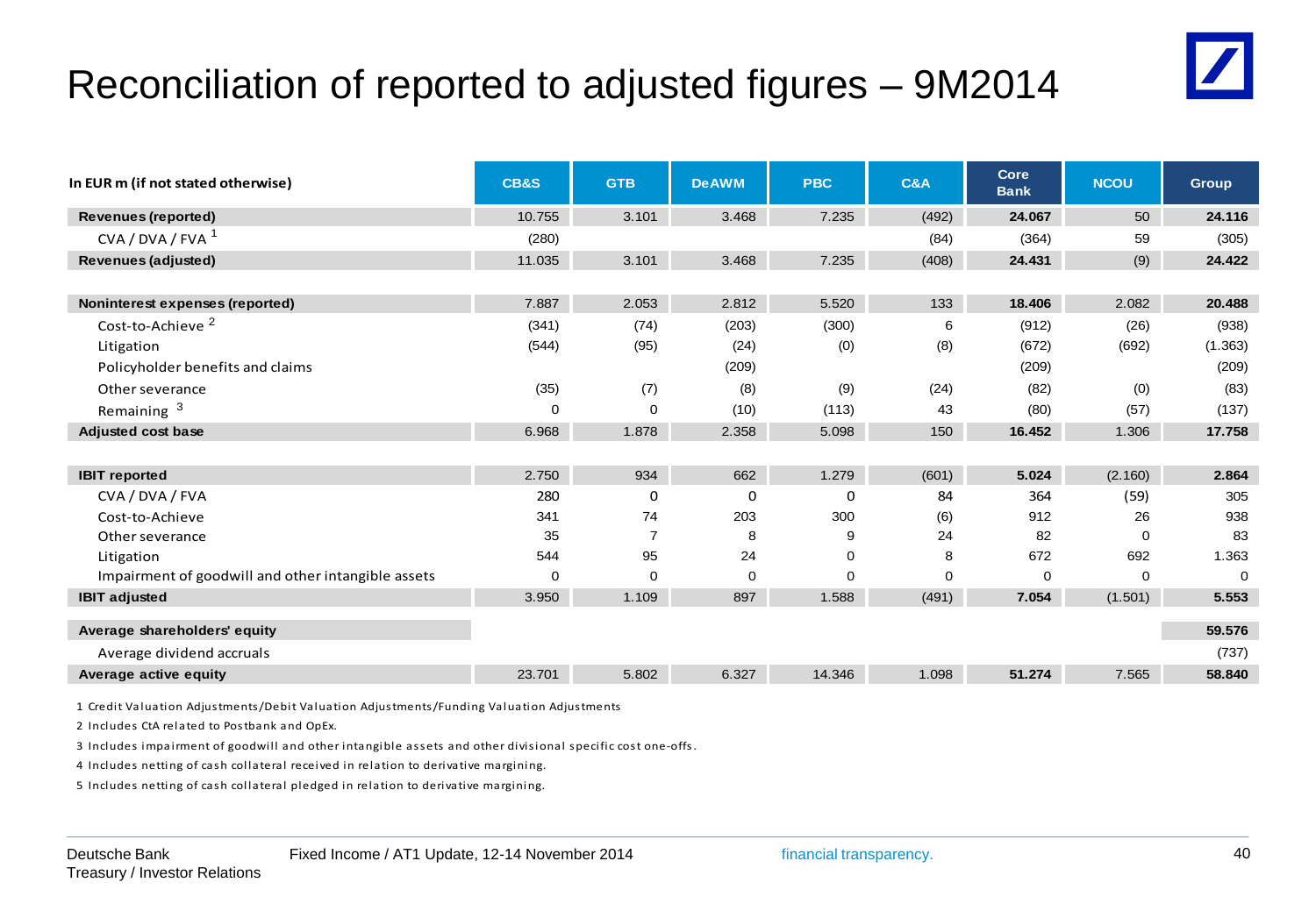# Reconciliation of reported to adjusted figures – 9M2014

| In EUR m (if not stated otherwise) | CB&S | GTB | DeAWM | PBC | C&A | Core Bank | NCOU | Group |
|---|---|---|---|---|---|---|---|---|
| **Revenues (reported)** | 10.755 | 3.101 | 3.468 | 7.235 | (492) | **24.067** | 50 | **24.116** |
| CVA / DVA / FVA [1] | (280) | | | | (84) | (364) | 59 | (305) |
| **Revenues (adjusted)** | 11.035 | 3.101 | 3.468 | 7.235 | (408) | **24.431** | (9) | **24.422** |
| | | | | | | | | |
| **Noninterest expenses (reported)** | 7.887 | 2.053 | 2.812 | 5.520 | 133 | **18.406** | 2.082 | **20.488** |
| Cost-to-Achieve [2] | (341) | (74) | (203) | (300) | 6 | (912) | (26) | (938) |
| Litigation | (544) | (95) | (24) | (0) | (8) | (672) | (692) | (1.363) |
| Policyholder benefits and claims | | | (209) | | | (209) | | (209) |
| Other severance | (35) | (7) | (8) | (9) | (24) | (82) | (0) | (83) |
| Remaining [3] | 0 | 0 | (10) | (113) | 43 | (80) | (57) | (137) |
| **Adjusted cost base** | 6.968 | 1.878 | 2.358 | 5.098 | 150 | **16.452** | 1.306 | **17.758** |
| | | | | | | | | |
| **IBIT reported** | 2.750 | 934 | 662 | 1.279 | (601) | **5.024** | (2.160) | **2.864** |
| CVA / DVA / FVA | 280 | 0 | 0 | 0 | 84 | 364 | (59) | 305 |
| Cost-to-Achieve | 341 | 74 | 203 | 300 | (6) | 912 | 26 | 938 |
| Other severance | 35 | 7 | 8 | 9 | 24 | 82 | 0 | 83 |
| Litigation | 544 | 95 | 24 | 0 | 8 | 672 | 692 | 1.363 |
| Impairment of goodwill and other intangible assets | 0 | 0 | 0 | 0 | 0 | 0 | 0 | 0 |
| **IBIT adjusted** | 3.950 | 1.109 | 897 | 1.588 | (491) | **7.054** | (1.501) | **5.553** |
| | | | | | | | | |
| **Average shareholders' equity** | | | | | | | | **59.576** |
| Average dividend accruals | | | | | | | | (737) |
| **Average active equity** | 23.701 | 5.802 | 6.327 | 14.346 | 1.098 | **51.274** | 7.565 | **58.840** |

1 Credit Valuation Adjustments/Debit Valuation Adjustments/Funding Valuation Adjustments

2 Includes CtA related to Postbank and OpEx.

3 Includes impairment of goodwill and other intangible assets and other divisional specific cost one-offs.

4 Includes netting of cash collateral received in relation to derivative margining.

5 Includes netting of cash collateral pledged in relation to derivative margining.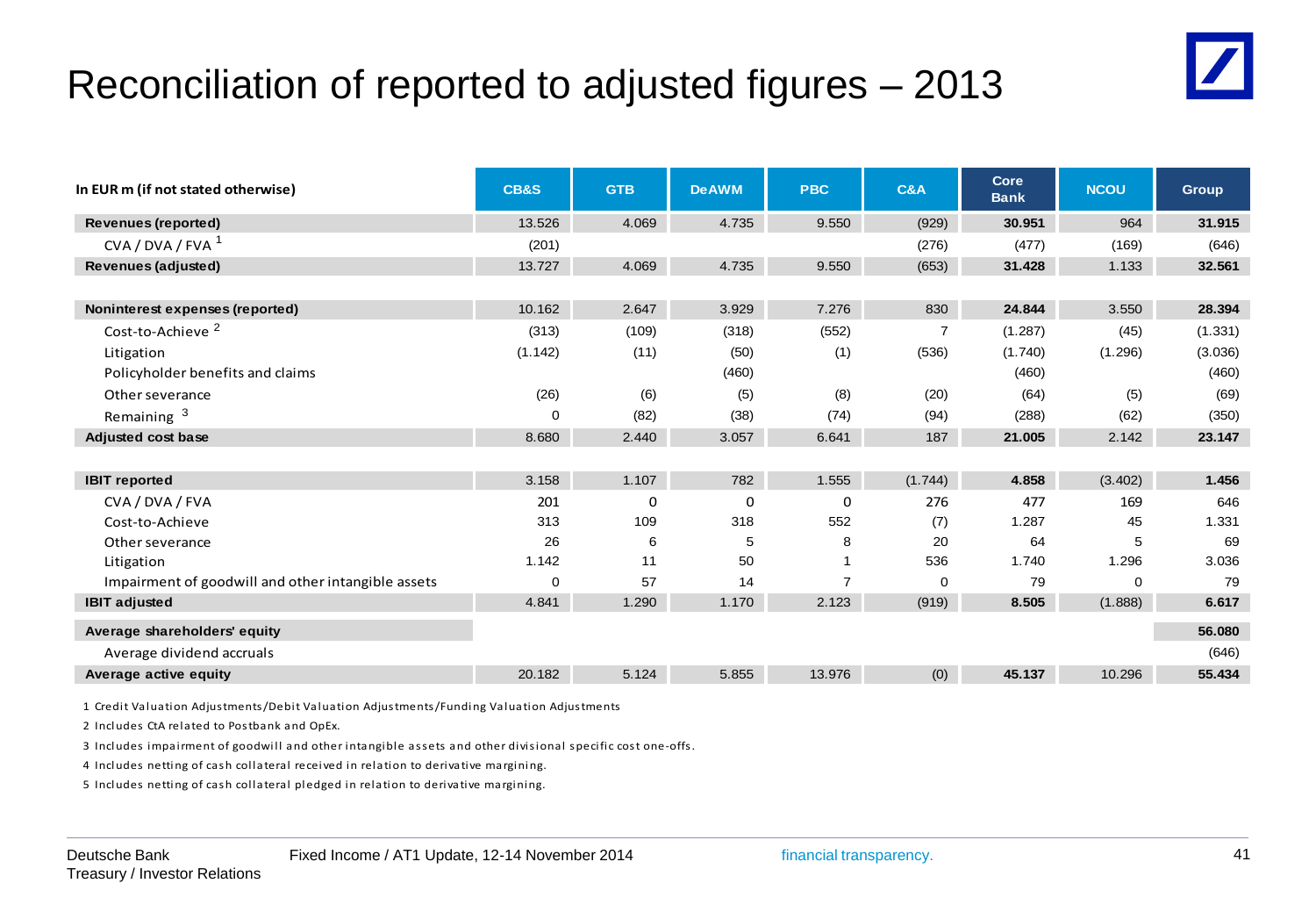# Reconciliation of reported to adjusted figures – 2013

| In EUR m (if not stated otherwise) | CB&S | GTB | DeAWM | PBC | C&A | Core Bank | NCOU | Group |
|---|---|---|---|---|---|---|---|---|
| **Revenues (reported)** | 13.526 | 4.069 | 4.735 | 9.550 | (929) | **30.951** | 964 | **31.915** |
| CVA / DVA / FVA [1] | (201) | | | | (276) | (477) | (169) | (646) |
| **Revenues (adjusted)** | 13.727 | 4.069 | 4.735 | 9.550 | (653) | **31.428** | 1.133 | **32.561** |
| | | | | | | | | |
| **Noninterest expenses (reported)** | 10.162 | 2.647 | 3.929 | 7.276 | 830 | **24.844** | 3.550 | **28.394** |
| Cost-to-Achieve [2] | (313) | (109) | (318) | (552) | 7 | (1.287) | (45) | (1.331) |
| Litigation | (1.142) | (11) | (50) | (1) | (536) | (1.740) | (1.296) | (3.036) |
| Policyholder benefits and claims | | | (460) | | | (460) | | (460) |
| Other severance | (26) | (6) | (5) | (8) | (20) | (64) | (5) | (69) |
| Remaining [3] | 0 | (82) | (38) | (74) | (94) | (288) | (62) | (350) |
| **Adjusted cost base** | 8.680 | 2.440 | 3.057 | 6.641 | 187 | **21.005** | 2.142 | **23.147** |
| | | | | | | | | |
| **IBIT reported** | 3.158 | 1.107 | 782 | 1.555 | (1.744) | **4.858** | (3.402) | **1.456** |
| CVA / DVA / FVA | 201 | 0 | 0 | 0 | 276 | 477 | 169 | 646 |
| Cost-to-Achieve | 313 | 109 | 318 | 552 | (7) | 1.287 | 45 | 1.331 |
| Other severance | 26 | 6 | 5 | 8 | 20 | 64 | 5 | 69 |
| Litigation | 1.142 | 11 | 50 | 1 | 536 | 1.740 | 1.296 | 3.036 |
| Impairment of goodwill and other intangible assets | 0 | 57 | 14 | 7 | 0 | 79 | 0 | 79 |
| **IBIT adjusted** | 4.841 | 1.290 | 1.170 | 2.123 | (919) | **8.505** | (1.888) | **6.617** |
| **Average shareholders' equity** | | | | | | | | **56.080** |
| Average dividend accruals | | | | | | | | (646) |
| **Average active equity** | 20.182 | 5.124 | 5.855 | 13.976 | (0) | **45.137** | 10.296 | **55.434** |

1 Credit Valuation Adjustments/Debit Valuation Adjustments/Funding Valuation Adjustments

2 Includes CtA related to Postbank and OpEx.

3 Includes impairment of goodwill and other intangible assets and other divisional specific cost one-offs.

4 Includes netting of cash collateral received in relation to derivative margining.

5 Includes netting of cash collateral pledged in relation to derivative margining.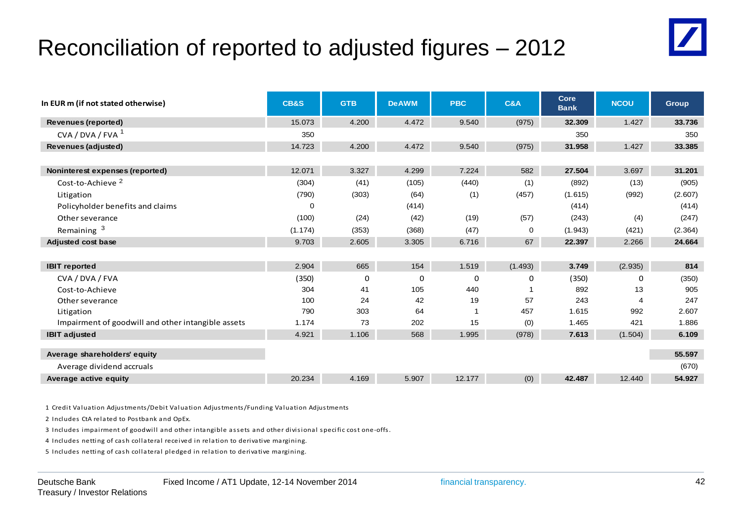# Reconciliation of reported to adjusted figures – 2012

| In EUR m (if not stated otherwise) | CB&S | GTB | DeAWM | PBC | C&A | Core Bank | NCOU | Group |
|---|---|---|---|---|---|---|---|---|
| **Revenues (reported)** | 15.073 | 4.200 | 4.472 | 9.540 | (975) | **32.309** | 1.427 | **33.736** |
| CVA / DVA / FVA [1] | 350 | | | | | 350 | | 350 |
| **Revenues (adjusted)** | 14.723 | 4.200 | 4.472 | 9.540 | (975) | **31.958** | 1.427 | **33.385** |
| | | | | | | | | |
| **Noninterest expenses (reported)** | 12.071 | 3.327 | 4.299 | 7.224 | 582 | **27.504** | 3.697 | **31.201** |
| Cost-to-Achieve [2] | (304) | (41) | (105) | (440) | (1) | (892) | (13) | (905) |
| Litigation | (790) | (303) | (64) | (1) | (457) | (1.615) | (992) | (2.607) |
| Policyholder benefits and claims | 0 | | (414) | | | (414) | | (414) |
| Other severance | (100) | (24) | (42) | (19) | (57) | (243) | (4) | (247) |
| Remaining [3] | (1.174) | (353) | (368) | (47) | 0 | (1.943) | (421) | (2.364) |
| **Adjusted cost base** | 9.703 | 2.605 | 3.305 | 6.716 | 67 | **22.397** | 2.266 | **24.664** |
| | | | | | | | | |
| **IBIT reported** | 2.904 | 665 | 154 | 1.519 | (1.493) | **3.749** | (2.935) | **814** |
| CVA / DVA / FVA | (350) | 0 | 0 | 0 | 0 | (350) | 0 | (350) |
| Cost-to-Achieve | 304 | 41 | 105 | 440 | 1 | 892 | 13 | 905 |
| Other severance | 100 | 24 | 42 | 19 | 57 | 243 | 4 | 247 |
| Litigation | 790 | 303 | 64 | 1 | 457 | 1.615 | 992 | 2.607 |
| Impairment of goodwill and other intangible assets | 1.174 | 73 | 202 | 15 | (0) | 1.465 | 421 | 1.886 |
| **IBIT adjusted** | 4.921 | 1.106 | 568 | 1.995 | (978) | **7.613** | (1.504) | **6.109** |
| | | | | | | | | |
| **Average shareholders' equity** | | | | | | | | **55.597** |
| Average dividend accruals | | | | | | | | (670) |
| **Average active equity** | 20.234 | 4.169 | 5.907 | 12.177 | (0) | **42.487** | 12.440 | **54.927** |

1 Credit Valuation Adjustments/Debit Valuation Adjustments/Funding Valuation Adjustments

2 Includes CtA related to Postbank and OpEx.

3 Includes impairment of goodwill and other intangible assets and other divisional specific cost one-offs.

4 Includes netting of cash collateral received in relation to derivative margining.

5 Includes netting of cash collateral pledged in relation to derivative margining.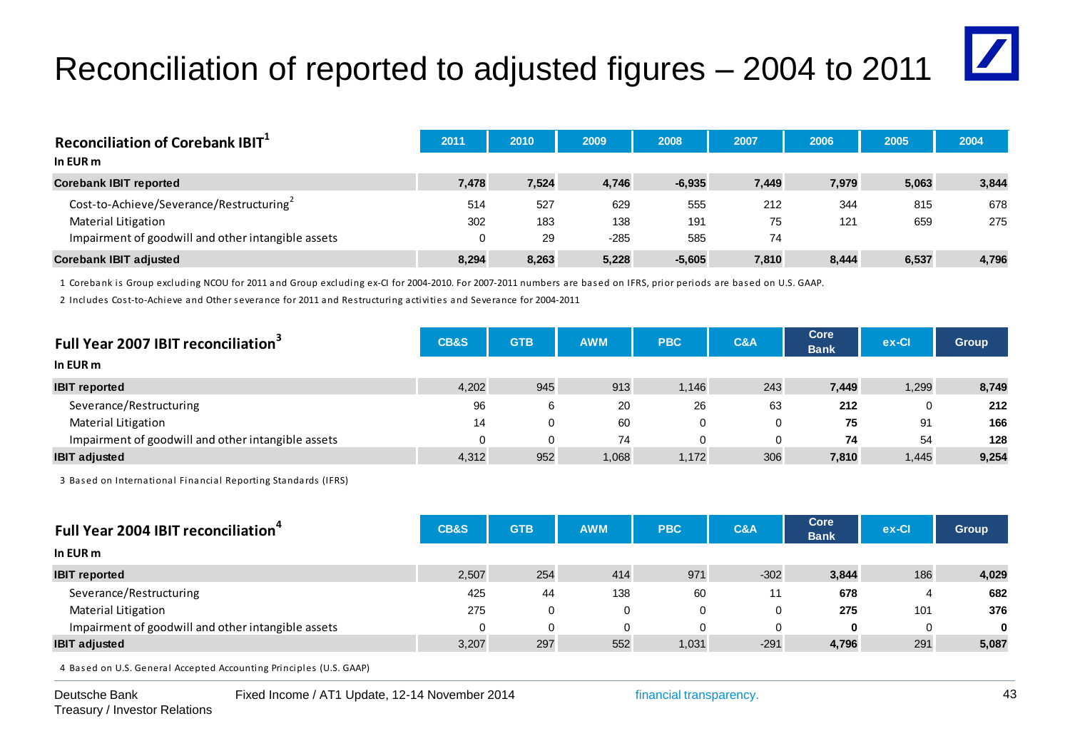# Reconciliation of reported to adjusted figures – 2004 to 2011

| Reconciliation of Corebank IBIT[1] In EUR m | 2011 | 2010 | 2009 | 2008 | 2007 | 2006 | 2005 | 2004 |
|---|---|---|---|---|---|---|---|---|
| **Corebank IBIT reported** | **7,478** | **7,524** | **4,746** | **-6,935** | **7,449** | **7,979** | **5,063** | **3,844** |
| Cost-to-Achieve/Severance/Restructuring[2] | 514 | 527 | 629 | 555 | 212 | 344 | 815 | 678 |
| Material Litigation | 302 | 183 | 138 | 191 | 75 | 121 | 659 | 275 |
| Impairment of goodwill and other intangible assets | 0 | 29 | -285 | 585 | 74 | | | |
| **Corebank IBIT adjusted** | **8,294** | **8,263** | **5,228** | **-5,605** | **7,810** | **8,444** | **6,537** | **4,796** |

1 Corebank is Group excluding NCOU for 2011 and Group excluding ex-CI for 2004-2010. For 2007-2011 numbers are based on IFRS, prior periods are based on U.S. GAAP.

2 Includes Cost-to-Achieve and Other severance for 2011 and Restructuring activities and Severance for 2004-2011

| Full Year 2007 IBIT reconciliation[3] In EUR m | CB&S | GTB | AWM | PBC | C&A | Core Bank | ex-CI | Group |
|---|---|---|---|---|---|---|---|---|
| **IBIT reported** | 4,202 | 945 | 913 | 1,146 | 243 | **7,449** | 1,299 | **8,749** |
| Severance/Restructuring | 96 | 6 | 20 | 26 | 63 | **212** | 0 | **212** |
| Material Litigation | 14 | 0 | 60 | 0 | 0 | **75** | 91 | **166** |
| Impairment of goodwill and other intangible assets | 0 | 0 | 74 | 0 | 0 | **74** | 54 | **128** |
| **IBIT adjusted** | 4,312 | 952 | 1,068 | 1,172 | 306 | **7,810** | 1,445 | **9,254** |

3 Based on International Financial Reporting Standards (IFRS)

| Full Year 2004 IBIT reconciliation[4] In EUR m | CB&S | GTB | AWM | PBC | C&A | Core Bank | ex-CI | Group |
|---|---|---|---|---|---|---|---|---|
| **IBIT reported** | 2,507 | 254 | 414 | 971 | -302 | **3,844** | 186 | **4,029** |
| Severance/Restructuring | 425 | 44 | 138 | 60 | 11 | **678** | 4 | **682** |
| Material Litigation | 275 | 0 | 0 | 0 | 0 | **275** | 101 | **376** |
| Impairment of goodwill and other intangible assets | 0 | 0 | 0 | 0 | 0 | **0** | 0 | **0** |
| **IBIT adjusted** | 3,207 | 297 | 552 | 1,031 | -291 | **4,796** | 291 | **5,087** |

4 Based on U.S. General Accepted Accounting Principles (U.S. GAAP)

Deutsche Bank
Treasury / Investor Relations

Fixed Income / AT1 Update, 12-14 November 2014

financial transparency.